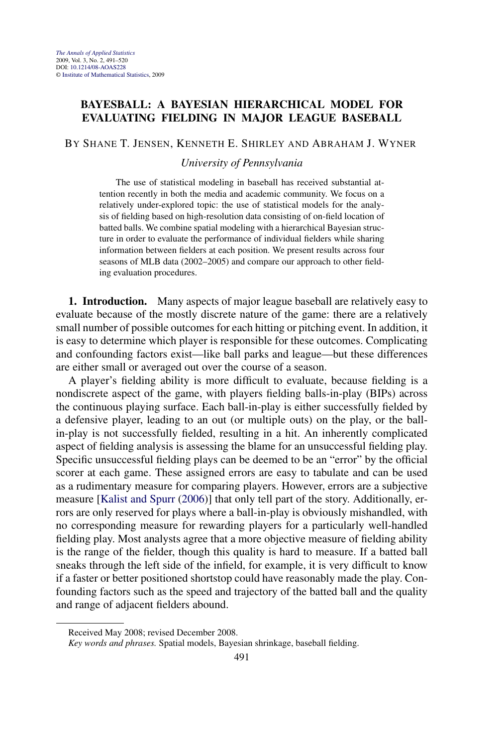# BAYESBALL: A BAYESIAN HIERARCHICAL MODEL FOR EVALUATING FIELDING IN MAJOR LEAGUE BASEBALL

BY SHANE T. JENSEN, KENNETH E. SHIRLEY AND ABRAHAM J. WYNER

*University of Pennsylvania*

The use of statistical modeling in baseball has received substantial attention recently in both the media and academic community. We focus on a relatively under-explored topic: the use of statistical models for the analysis of fielding based on high-resolution data consisting of on-field location of batted balls. We combine spatial modeling with a hierarchical Bayesian structure in order to evaluate the performance of individual fielders while sharing information between fielders at each position. We present results across four seasons of MLB data (2002–2005) and compare our approach to other fielding evaluation procedures.

**1. Introduction.** Many aspects of major league baseball are relatively easy to evaluate because of the mostly discrete nature of the game: there are a relatively small number of possible outcomes for each hitting or pitching event. In addition, it is easy to determine which player is responsible for these outcomes. Complicating and confounding factors exist—like ball parks and league—but these differences are either small or averaged out over the course of a season.

A player's fielding ability is more difficult to evaluate, because fielding is a nondiscrete aspect of the game, with players fielding balls-in-play (BIPs) across the continuous playing surface. Each ball-in-play is either successfully fielded by a defensive player, leading to an out (or multiple outs) on the play, or the ball-in-play is not successfully fielded, resulting in a hit. An inherently complicated aspect of fielding analysis is assessing the blame for an unsuccessful fielding play. Specific unsuccessful fielding plays can be deemed to be an "error" by the official scorer at each game. These assigned errors are easy to tabulate and can be used as a rudimentary measure for comparing players. However, errors are a subjective measure [Kalist and Spurr (2006)] that only tell part of the story. Additionally, errors are only reserved for plays where a ball-in-play is obviously mishandled, with no corresponding measure for rewarding players for a particularly well-handled fielding play. Most analysts agree that a more objective measure of fielding ability is the range of the fielder, though this quality is hard to measure. If a batted ball sneaks through the left side of the infield, for example, it is very difficult to know if a faster or better positioned shortstop could have reasonably made the play. Confounding factors such as the speed and trajectory of the batted ball and the quality and range of adjacent fielders abound.

Received May 2008; revised December 2008.

*Key words and phrases.* Spatial models, Bayesian shrinkage, baseball fielding.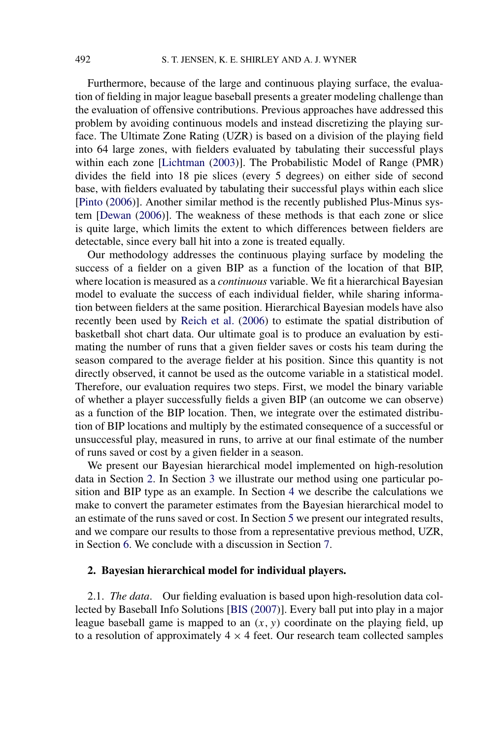Furthermore, because of the large and continuous playing surface, the evaluation of fielding in major league baseball presents a greater modeling challenge than the evaluation of offensive contributions. Previous approaches have addressed this problem by avoiding continuous models and instead discretizing the playing surface. The Ultimate Zone Rating (UZR) is based on a division of the playing field into 64 large zones, with fielders evaluated by tabulating their successful plays within each zone [Lichtman (2003)]. The Probabilistic Model of Range (PMR) divides the field into 18 pie slices (every 5 degrees) on either side of second base, with fielders evaluated by tabulating their successful plays within each slice [Pinto (2006)]. Another similar method is the recently published Plus-Minus system [Dewan (2006)]. The weakness of these methods is that each zone or slice is quite large, which limits the extent to which differences between fielders are detectable, since every ball hit into a zone is treated equally.

Our methodology addresses the continuous playing surface by modeling the success of a fielder on a given BIP as a function of the location of that BIP, where location is measured as a *continuous* variable. We fit a hierarchical Bayesian model to evaluate the success of each individual fielder, while sharing information between fielders at the same position. Hierarchical Bayesian models have also recently been used by Reich et al. (2006) to estimate the spatial distribution of basketball shot chart data. Our ultimate goal is to produce an evaluation by estimating the number of runs that a given fielder saves or costs his team during the season compared to the average fielder at his position. Since this quantity is not directly observed, it cannot be used as the outcome variable in a statistical model. Therefore, our evaluation requires two steps. First, we model the binary variable of whether a player successfully fields a given BIP (an outcome we can observe) as a function of the BIP location. Then, we integrate over the estimated distribution of BIP locations and multiply by the estimated consequence of a successful or unsuccessful play, measured in runs, to arrive at our final estimate of the number of runs saved or cost by a given fielder in a season.

We present our Bayesian hierarchical model implemented on high-resolution data in Section 2. In Section 3 we illustrate our method using one particular position and BIP type as an example. In Section 4 we describe the calculations we make to convert the parameter estimates from the Bayesian hierarchical model to an estimate of the runs saved or cost. In Section 5 we present our integrated results, and we compare our results to those from a representative previous method, UZR, in Section 6. We conclude with a discussion in Section 7.

## 2. Bayesian hierarchical model for individual players.

2.1. *The data*. Our fielding evaluation is based upon high-resolution data collected by Baseball Info Solutions [BIS (2007)]. Every ball put into play in a major league baseball game is mapped to an $(x, y)$ coordinate on the playing field, up to a resolution of approximately $4 \times 4$ feet. Our research team collected samples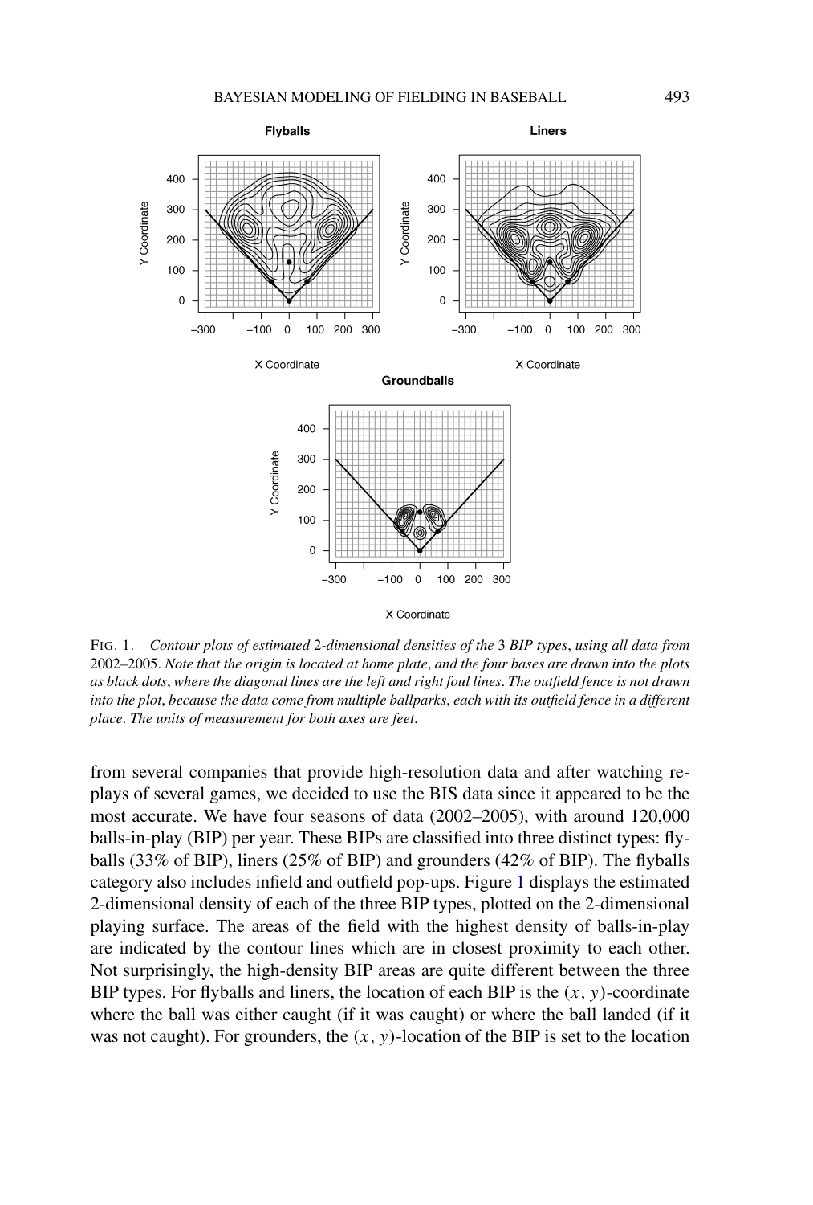FIG. 1. *Contour plots of estimated* 2*-dimensional densities of the* 3 *BIP types*, *using all data from* 2002–2005. *Note that the origin is located at home plate*, *and the four bases are drawn into the plots as black dots*, *where the diagonal lines are the left and right foul lines*. *The outfield fence is not drawn into the plot*, *because the data come from multiple ballparks*, *each with its outfield fence in a different place*. *The units of measurement for both axes are feet*.

from several companies that provide high-resolution data and after watching replays of several games, we decided to use the BIS data since it appeared to be the most accurate. We have four seasons of data (2002–2005), with around 120,000 balls-in-play (BIP) per year. These BIPs are classified into three distinct types: flyballs (33% of BIP), liners (25% of BIP) and grounders (42% of BIP). The flyballs category also includes infield and outfield pop-ups. Figure 1 displays the estimated 2-dimensional density of each of the three BIP types, plotted on the 2-dimensional playing surface. The areas of the field with the highest density of balls-in-play are indicated by the contour lines which are in closest proximity to each other. Not surprisingly, the high-density BIP areas are quite different between the three BIP types. For flyballs and liners, the location of each BIP is the $(x, y)$-coordinate where the ball was either caught (if it was caught) or where the ball landed (if it was not caught). For grounders, the $(x, y)$-location of the BIP is set to the location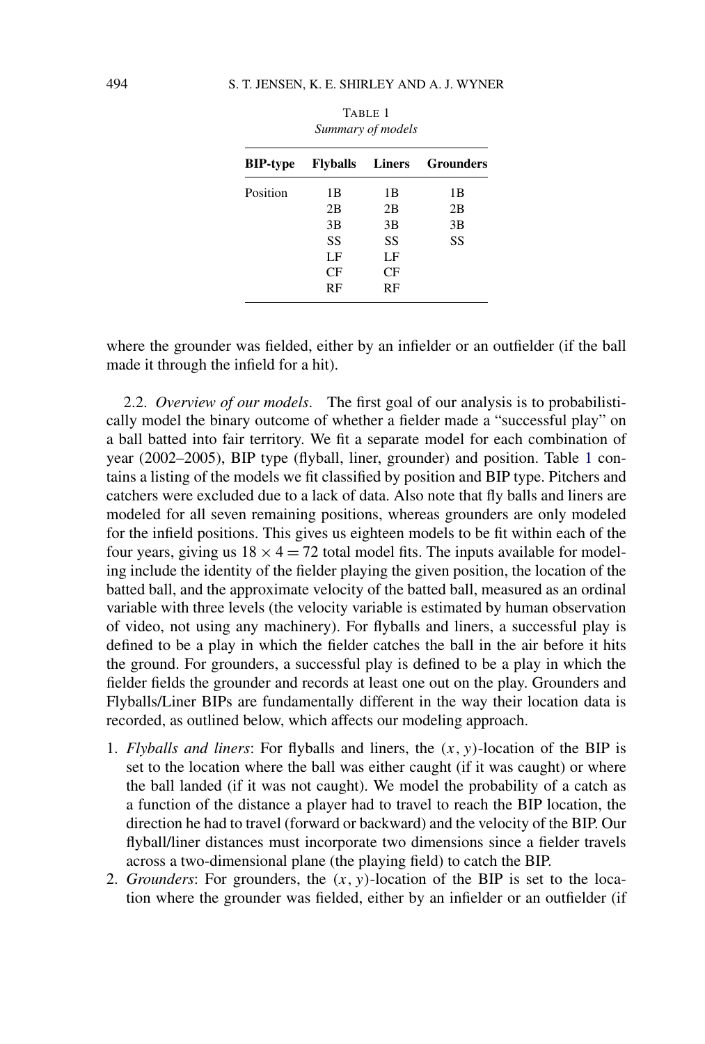TABLE 1
*Summary of models*

| BIP-type | Flyballs | Liners | Grounders |
|---|---|---|---|
| Position | 1B | 1B | 1B |
| | 2B | 2B | 2B |
| | 3B | 3B | 3B |
| | SS | SS | SS |
| | LF | LF | |
| | CF | CF | |
| | RF | RF | |

where the grounder was fielded, either by an infielder or an outfielder (if the ball made it through the infield for a hit).

2.2. *Overview of our models*. The first goal of our analysis is to probabilistically model the binary outcome of whether a fielder made a "successful play" on a ball batted into fair territory. We fit a separate model for each combination of year (2002–2005), BIP type (flyball, liner, grounder) and position. Table 1 contains a listing of the models we fit classified by position and BIP type. Pitchers and catchers were excluded due to a lack of data. Also note that fly balls and liners are modeled for all seven remaining positions, whereas grounders are only modeled for the infield positions. This gives us eighteen models to be fit within each of the four years, giving us $18 \times 4 = 72$ total model fits. The inputs available for modeling include the identity of the fielder playing the given position, the location of the batted ball, and the approximate velocity of the batted ball, measured as an ordinal variable with three levels (the velocity variable is estimated by human observation of video, not using any machinery). For flyballs and liners, a successful play is defined to be a play in which the fielder catches the ball in the air before it hits the ground. For grounders, a successful play is defined to be a play in which the fielder fields the grounder and records at least one out on the play. Grounders and Flyballs/Liner BIPs are fundamentally different in the way their location data is recorded, as outlined below, which affects our modeling approach.

1. *Flyballs and liners*: For flyballs and liners, the $(x, y)$-location of the BIP is set to the location where the ball was either caught (if it was caught) or where the ball landed (if it was not caught). We model the probability of a catch as a function of the distance a player had to travel to reach the BIP location, the direction he had to travel (forward or backward) and the velocity of the BIP. Our flyball/liner distances must incorporate two dimensions since a fielder travels across a two-dimensional plane (the playing field) to catch the BIP.
2. *Grounders*: For grounders, the $(x, y)$-location of the BIP is set to the location where the grounder was fielded, either by an infielder or an outfielder (if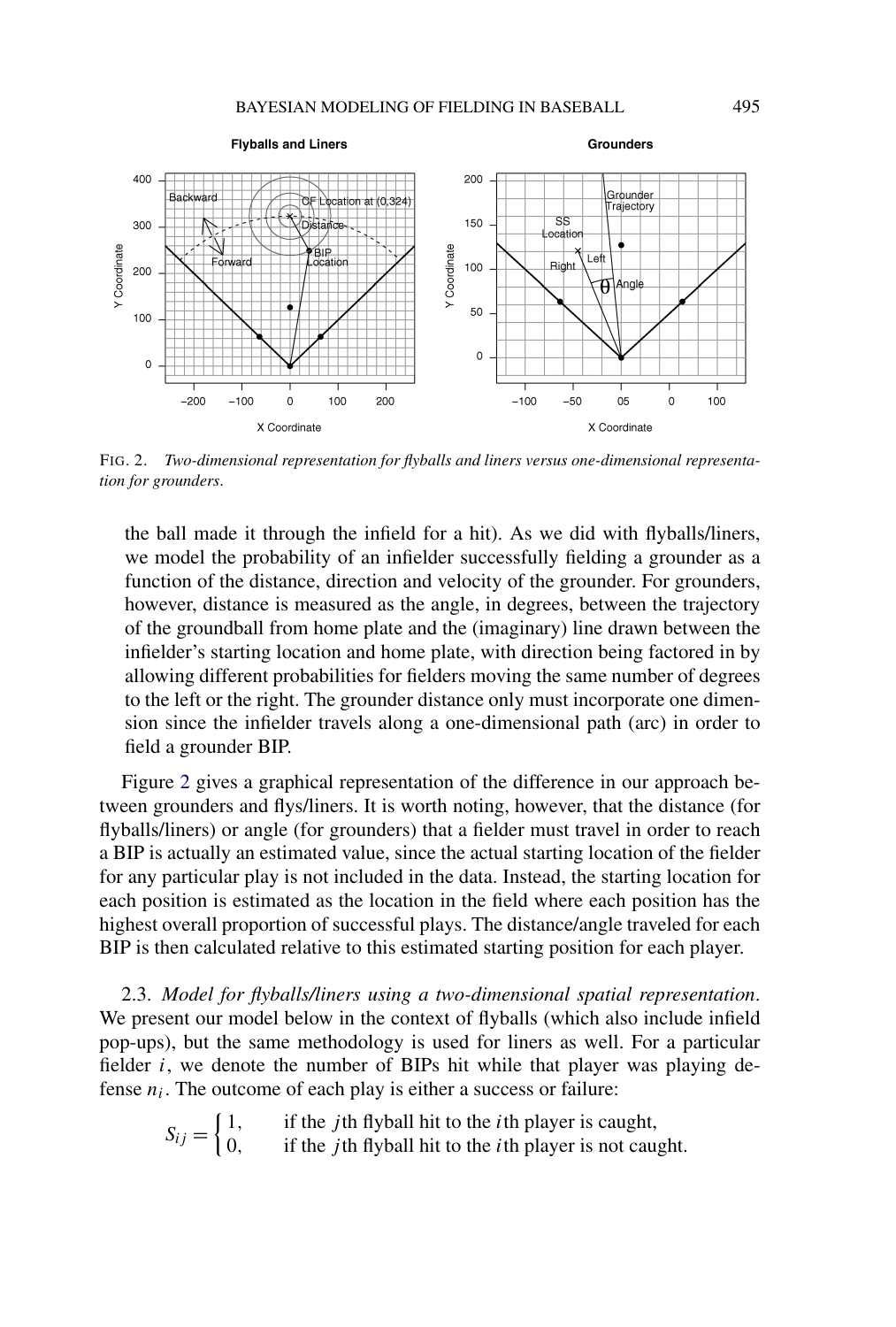FIG. 2. *Two-dimensional representation for flyballs and liners versus one-dimensional representation for grounders.*

the ball made it through the infield for a hit). As we did with flyballs/liners, we model the probability of an infielder successfully fielding a grounder as a function of the distance, direction and velocity of the grounder. For grounders, however, distance is measured as the angle, in degrees, between the trajectory of the groundball from home plate and the (imaginary) line drawn between the infielder's starting location and home plate, with direction being factored in by allowing different probabilities for fielders moving the same number of degrees to the left or the right. The grounder distance only must incorporate one dimension since the infielder travels along a one-dimensional path (arc) in order to field a grounder BIP.

Figure 2 gives a graphical representation of the difference in our approach between grounders and flys/liners. It is worth noting, however, that the distance (for flyballs/liners) or angle (for grounders) that a fielder must travel in order to reach a BIP is actually an estimated value, since the actual starting location of the fielder for any particular play is not included in the data. Instead, the starting location for each position is estimated as the location in the field where each position has the highest overall proportion of successful plays. The distance/angle traveled for each BIP is then calculated relative to this estimated starting position for each player.

2.3. *Model for flyballs/liners using a two-dimensional spatial representation*. We present our model below in the context of flyballs (which also include infield pop-ups), but the same methodology is used for liners as well. For a particular fielder $i$, we denote the number of BIPs hit while that player was playing defense $n_i$. The outcome of each play is either a success or failure:

$$S_{ij} = \begin{cases} 1, & \text{if the } j\text{th flyball hit to the } i\text{th player is caught,} \\ 0, & \text{if the } j\text{th flyball hit to the } i\text{th player is not caught.} \end{cases}$$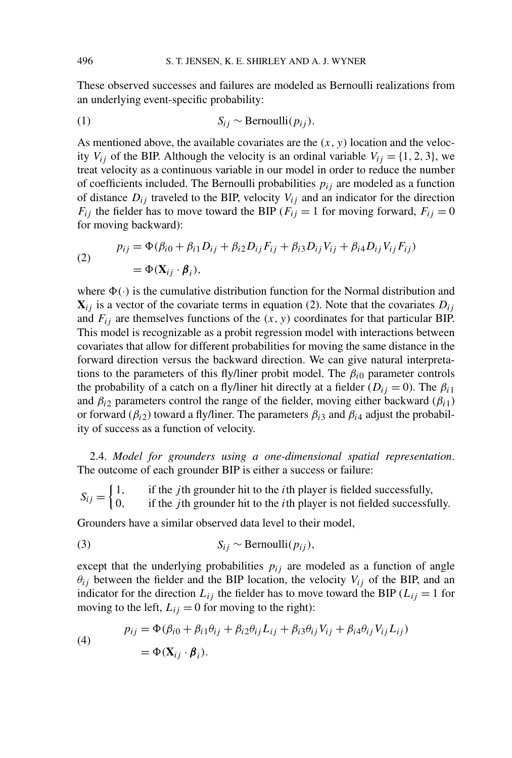These observed successes and failures are modeled as Bernoulli realizations from an underlying event-specific probability:

$$S_{ij} \sim \text{Bernoulli}(p_{ij}). \tag{1}$$

As mentioned above, the available covariates are the $(x, y)$ location and the velocity $V_{ij}$ of the BIP. Although the velocity is an ordinal variable $V_{ij} = \{1, 2, 3\}$, we treat velocity as a continuous variable in our model in order to reduce the number of coefficients included. The Bernoulli probabilities $p_{ij}$ are modeled as a function of distance $D_{ij}$ traveled to the BIP, velocity $V_{ij}$ and an indicator for the direction $F_{ij}$ the fielder has to move toward the BIP ($F_{ij} = 1$ for moving forward, $F_{ij} = 0$ for moving backward):

$$\begin{aligned} p_{ij} &= \Phi(\beta_{i0} + \beta_{i1} D_{ij} + \beta_{i2} D_{ij} F_{ij} + \beta_{i3} D_{ij} V_{ij} + \beta_{i4} D_{ij} V_{ij} F_{ij}) \\ &= \Phi(\mathbf{X}_{ij} \cdot \boldsymbol{\beta}_i), \end{aligned} \tag{2}$$

where $\Phi(\cdot)$ is the cumulative distribution function for the Normal distribution and $\mathbf{X}_{ij}$ is a vector of the covariate terms in equation (2). Note that the covariates $D_{ij}$ and $F_{ij}$ are themselves functions of the $(x, y)$ coordinates for that particular BIP. This model is recognizable as a probit regression model with interactions between covariates that allow for different probabilities for moving the same distance in the forward direction versus the backward direction. We can give natural interpretations to the parameters of this fly/liner probit model. The $\beta_{i0}$ parameter controls the probability of a catch on a fly/liner hit directly at a fielder ($D_{ij} = 0$). The $\beta_{i1}$ and $\beta_{i2}$ parameters control the range of the fielder, moving either backward ($\beta_{i1}$) or forward ($\beta_{i2}$) toward a fly/liner. The parameters $\beta_{i3}$ and $\beta_{i4}$ adjust the probability of success as a function of velocity.

2.4. *Model for grounders using a one-dimensional spatial representation*. The outcome of each grounder BIP is either a success or failure:

$$S_{ij} = \begin{cases} 1, & \text{if the } j\text{th grounder hit to the } i\text{th player is fielded successfully,} \\ 0, & \text{if the } j\text{th grounder hit to the } i\text{th player is not fielded successfully.} \end{cases}$$

Grounders have a similar observed data level to their model,

$$S_{ij} \sim \text{Bernoulli}(p_{ij}), \tag{3}$$

except that the underlying probabilities $p_{ij}$ are modeled as a function of angle $\theta_{ij}$ between the fielder and the BIP location, the velocity $V_{ij}$ of the BIP, and an indicator for the direction $L_{ij}$ the fielder has to move toward the BIP ($L_{ij} = 1$ for moving to the left, $L_{ij} = 0$ for moving to the right):

$$\begin{aligned} p_{ij} &= \Phi(\beta_{i0} + \beta_{i1} \theta_{ij} + \beta_{i2} \theta_{ij} L_{ij} + \beta_{i3} \theta_{ij} V_{ij} + \beta_{i4} \theta_{ij} V_{ij} L_{ij}) \\ &= \Phi(\mathbf{X}_{ij} \cdot \boldsymbol{\beta}_i). \end{aligned} \tag{4}$$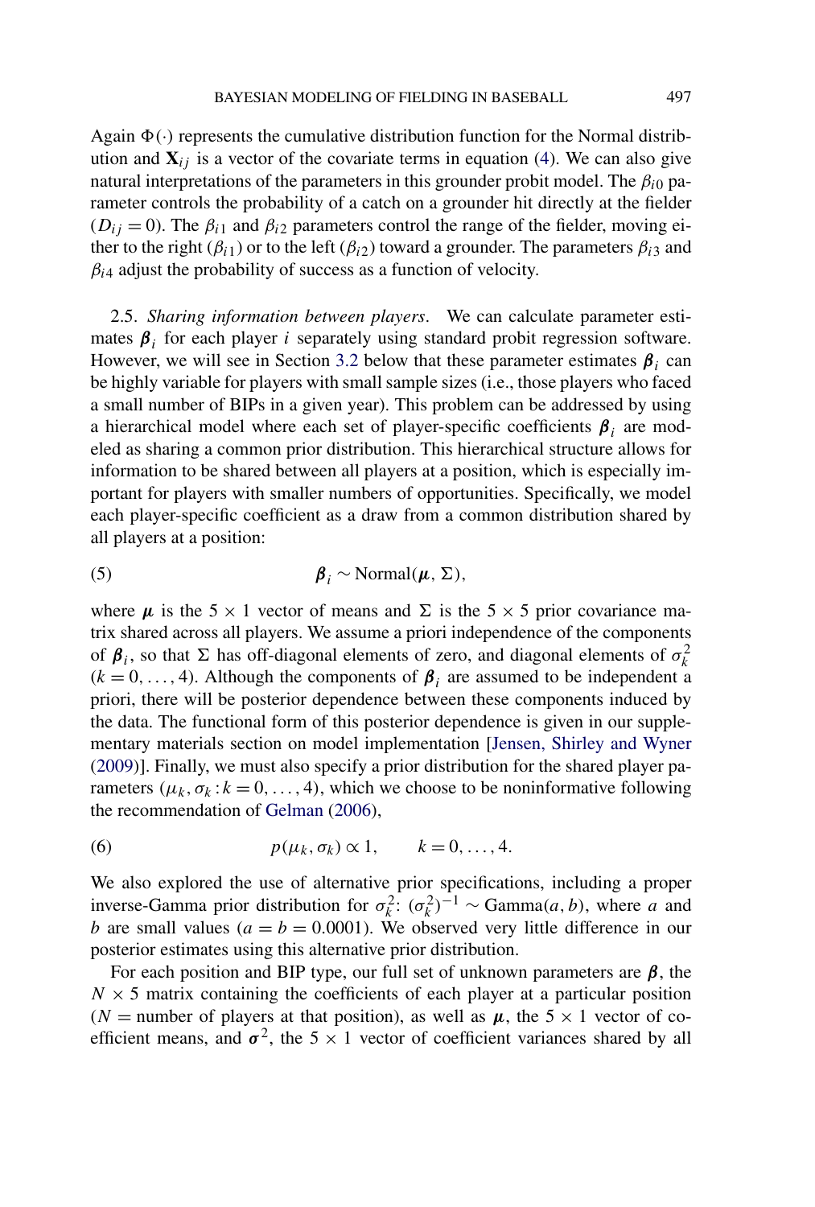Again $\Phi(\cdot)$ represents the cumulative distribution function for the Normal distribution and $\mathbf{X}_{ij}$ is a vector of the covariate terms in equation (4). We can also give natural interpretations of the parameters in this grounder probit model. The $\beta_{i0}$ parameter controls the probability of a catch on a grounder hit directly at the fielder ($D_{ij} = 0$). The $\beta_{i1}$ and $\beta_{i2}$ parameters control the range of the fielder, moving either to the right ($\beta_{i1}$) or to the left ($\beta_{i2}$) toward a grounder. The parameters $\beta_{i3}$ and $\beta_{i4}$ adjust the probability of success as a function of velocity.

2.5. *Sharing information between players*. We can calculate parameter estimates $\boldsymbol{\beta}_i$ for each player $i$ separately using standard probit regression software. However, we will see in Section 3.2 below that these parameter estimates $\boldsymbol{\beta}_i$ can be highly variable for players with small sample sizes (i.e., those players who faced a small number of BIPs in a given year). This problem can be addressed by using a hierarchical model where each set of player-specific coefficients $\boldsymbol{\beta}_i$ are modeled as sharing a common prior distribution. This hierarchical structure allows for information to be shared between all players at a position, which is especially important for players with smaller numbers of opportunities. Specifically, we model each player-specific coefficient as a draw from a common distribution shared by all players at a position:

$$\boldsymbol{\beta}_i \sim \text{Normal}(\boldsymbol{\mu}, \Sigma), \tag{5}$$

where $\boldsymbol{\mu}$ is the $5 \times 1$ vector of means and $\Sigma$ is the $5 \times 5$ prior covariance matrix shared across all players. We assume a priori independence of the components of $\boldsymbol{\beta}_i$, so that $\Sigma$ has off-diagonal elements of zero, and diagonal elements of $\sigma_k^2$ ($k = 0, \dots, 4$). Although the components of $\boldsymbol{\beta}_i$ are assumed to be independent a priori, there will be posterior dependence between these components induced by the data. The functional form of this posterior dependence is given in our supplementary materials section on model implementation [Jensen, Shirley and Wyner (2009)]. Finally, we must also specify a prior distribution for the shared player parameters ($\mu_k, \sigma_k : k = 0, \dots, 4$), which we choose to be noninformative following the recommendation of Gelman (2006),

$$p(\mu_k, \sigma_k) \propto 1, \qquad k = 0, \dots, 4. \tag{6}$$

We also explored the use of alternative prior specifications, including a proper inverse-Gamma prior distribution for $\sigma_k^2$: $(\sigma_k^2)^{-1} \sim \text{Gamma}(a, b)$, where $a$ and $b$ are small values ($a = b = 0.0001$). We observed very little difference in our posterior estimates using this alternative prior distribution.

For each position and BIP type, our full set of unknown parameters are $\boldsymbol{\beta}$, the $N \times 5$ matrix containing the coefficients of each player at a particular position ($N$ = number of players at that position), as well as $\boldsymbol{\mu}$, the $5 \times 1$ vector of coefficient means, and $\boldsymbol{\sigma}^2$, the $5 \times 1$ vector of coefficient variances shared by all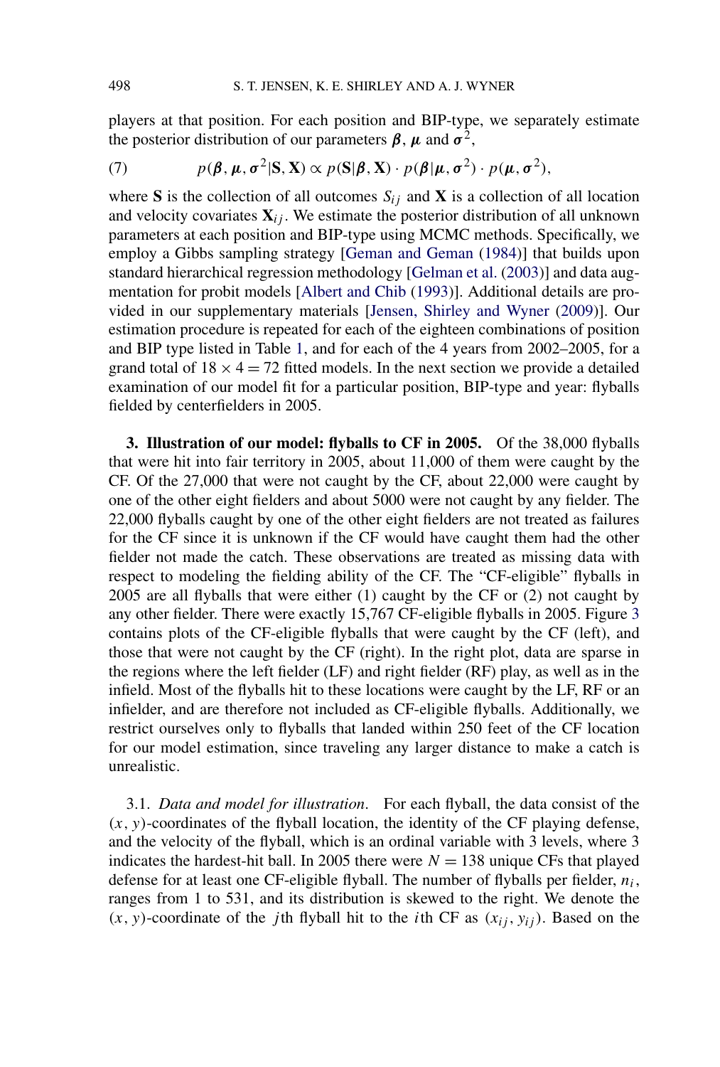players at that position. For each position and BIP-type, we separately estimate the posterior distribution of our parameters $\boldsymbol{\beta}$, $\boldsymbol{\mu}$ and $\boldsymbol{\sigma}^2$,

$$p(\boldsymbol{\beta}, \boldsymbol{\mu}, \boldsymbol{\sigma}^2 | \mathbf{S}, \mathbf{X}) \propto p(\mathbf{S}|\boldsymbol{\beta}, \mathbf{X}) \cdot p(\boldsymbol{\beta}|\boldsymbol{\mu}, \boldsymbol{\sigma}^2) \cdot p(\boldsymbol{\mu}, \boldsymbol{\sigma}^2), \tag{7}$$

where $\mathbf{S}$ is the collection of all outcomes $S_{ij}$ and $\mathbf{X}$ is a collection of all location and velocity covariates $\mathbf{X}_{ij}$. We estimate the posterior distribution of all unknown parameters at each position and BIP-type using MCMC methods. Specifically, we employ a Gibbs sampling strategy [Geman and Geman (1984)] that builds upon standard hierarchical regression methodology [Gelman et al. (2003)] and data augmentation for probit models [Albert and Chib (1993)]. Additional details are provided in our supplementary materials [Jensen, Shirley and Wyner (2009)]. Our estimation procedure is repeated for each of the eighteen combinations of position and BIP type listed in Table 1, and for each of the 4 years from 2002–2005, for a grand total of $18 \times 4 = 72$ fitted models. In the next section we provide a detailed examination of our model fit for a particular position, BIP-type and year: flyballs fielded by centerfielders in 2005.

**3. Illustration of our model: flyballs to CF in 2005.** Of the 38,000 flyballs that were hit into fair territory in 2005, about 11,000 of them were caught by the CF. Of the 27,000 that were not caught by the CF, about 22,000 were caught by one of the other eight fielders and about 5000 were not caught by any fielder. The 22,000 flyballs caught by one of the other eight fielders are not treated as failures for the CF since it is unknown if the CF would have caught them had the other fielder not made the catch. These observations are treated as missing data with respect to modeling the fielding ability of the CF. The "CF-eligible" flyballs in 2005 are all flyballs that were either (1) caught by the CF or (2) not caught by any other fielder. There were exactly 15,767 CF-eligible flyballs in 2005. Figure 3 contains plots of the CF-eligible flyballs that were caught by the CF (left), and those that were not caught by the CF (right). In the right plot, data are sparse in the regions where the left fielder (LF) and right fielder (RF) play, as well as in the infield. Most of the flyballs hit to these locations were caught by the LF, RF or an infielder, and are therefore not included as CF-eligible flyballs. Additionally, we restrict ourselves only to flyballs that landed within 250 feet of the CF location for our model estimation, since traveling any larger distance to make a catch is unrealistic.

3.1. *Data and model for illustration.* For each flyball, the data consist of the $(x, y)$-coordinates of the flyball location, the identity of the CF playing defense, and the velocity of the flyball, which is an ordinal variable with 3 levels, where 3 indicates the hardest-hit ball. In 2005 there were $N = 138$ unique CFs that played defense for at least one CF-eligible flyball. The number of flyballs per fielder, $n_i$, ranges from 1 to 531, and its distribution is skewed to the right. We denote the $(x, y)$-coordinate of the $j$th flyball hit to the $i$th CF as $(x_{ij}, y_{ij})$. Based on the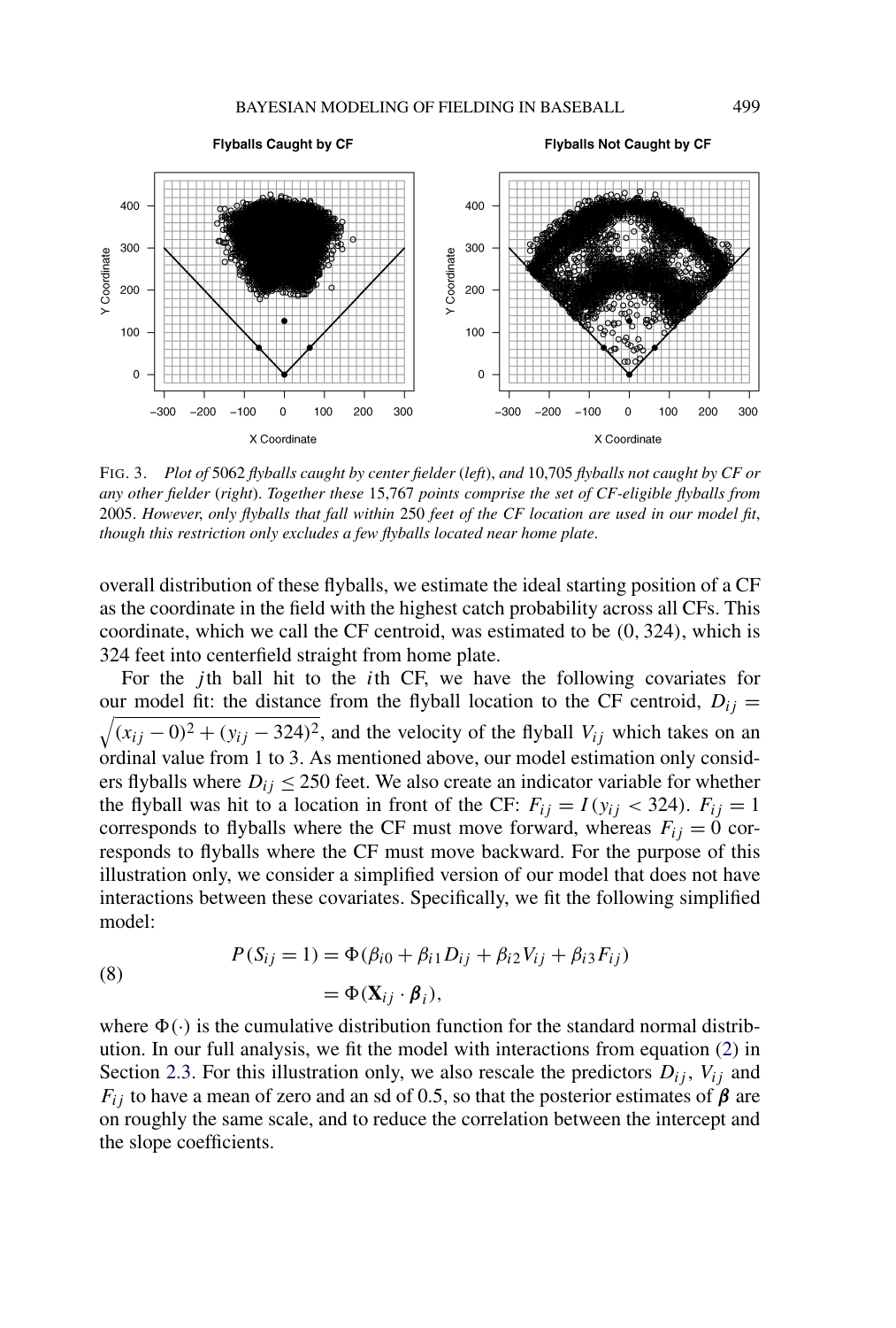FIG. 3. *Plot of* 5062 *flyballs caught by center fielder* (*left*), *and* 10,705 *flyballs not caught by CF or any other fielder* (*right*). *Together these* 15,767 *points comprise the set of CF-eligible flyballs from* 2005. *However, only flyballs that fall within* 250 *feet of the CF location are used in our model fit, though this restriction only excludes a few flyballs located near home plate.*

overall distribution of these flyballs, we estimate the ideal starting position of a CF as the coordinate in the field with the highest catch probability across all CFs. This coordinate, which we call the CF centroid, was estimated to be $(0, 324)$, which is 324 feet into centerfield straight from home plate.

For the $j$th ball hit to the $i$th CF, we have the following covariates for our model fit: the distance from the flyball location to the CF centroid, $D_{ij} = \sqrt{(x_{ij} - 0)^2 + (y_{ij} - 324)^2}$, and the velocity of the flyball $V_{ij}$ which takes on an ordinal value from 1 to 3. As mentioned above, our model estimation only considers flyballs where $D_{ij} \leq 250$ feet. We also create an indicator variable for whether the flyball was hit to a location in front of the CF: $F_{ij} = I(y_{ij} < 324)$. $F_{ij} = 1$ corresponds to flyballs where the CF must move forward, whereas $F_{ij} = 0$ corresponds to flyballs where the CF must move backward. For the purpose of this illustration only, we consider a simplified version of our model that does not have interactions between these covariates. Specifically, we fit the following simplified model:

$$
\begin{aligned}
P(S_{ij} = 1) &= \Phi(\beta_{i0} + \beta_{i1} D_{ij} + \beta_{i2} V_{ij} + \beta_{i3} F_{ij}) \\
&= \Phi(\mathbf{X}_{ij} \cdot \boldsymbol{\beta}_i),
\end{aligned}
\tag{8}
$$

where $\Phi(\cdot)$ is the cumulative distribution function for the standard normal distribution. In our full analysis, we fit the model with interactions from equation (2) in Section 2.3. For this illustration only, we also rescale the predictors $D_{ij}$, $V_{ij}$ and $F_{ij}$ to have a mean of zero and an sd of 0.5, so that the posterior estimates of $\boldsymbol{\beta}$ are on roughly the same scale, and to reduce the correlation between the intercept and the slope coefficients.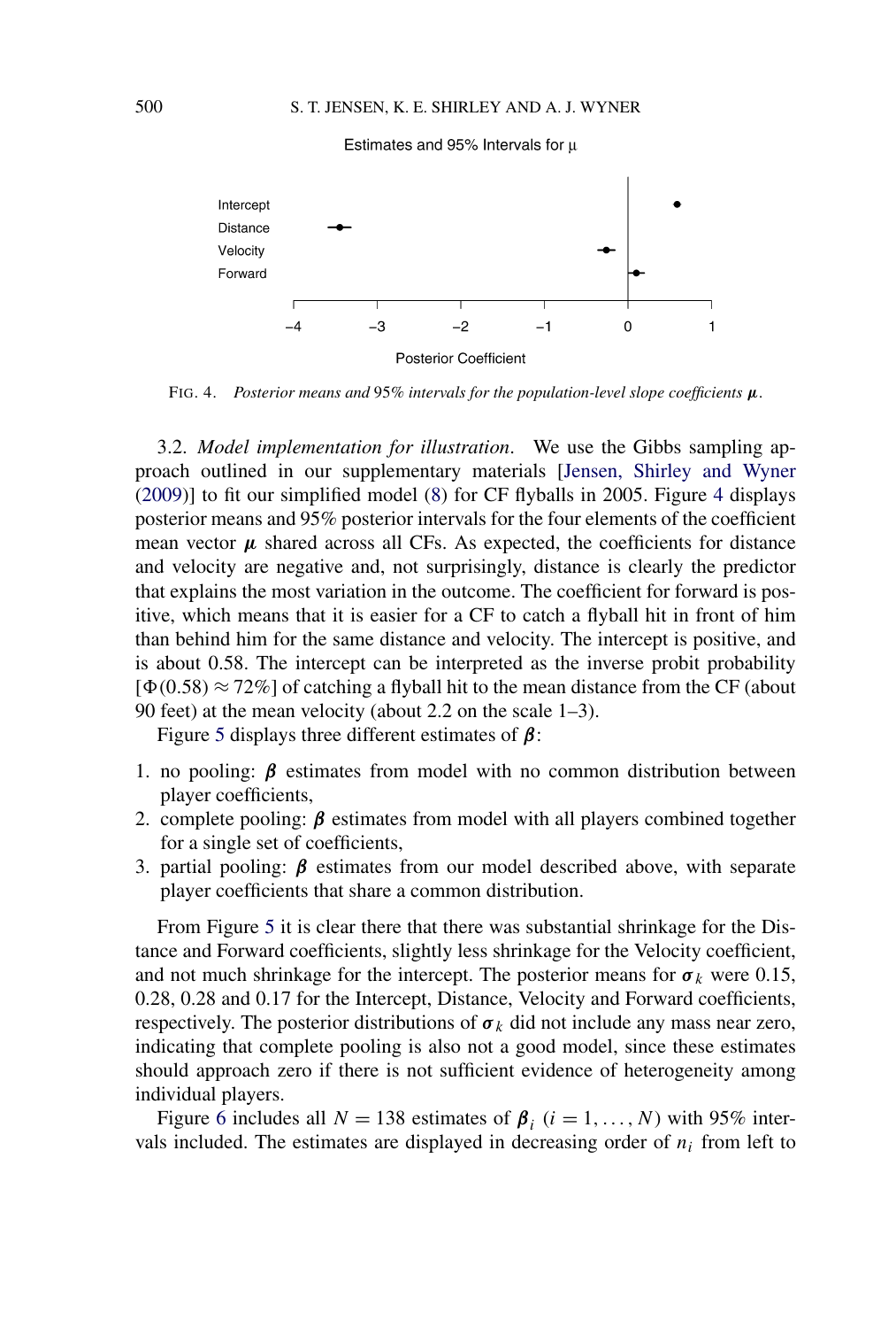Estimates and 95% Intervals for μ

FIG. 4. *Posterior means and* 95% *intervals for the population-level slope coefficients* $\boldsymbol{\mu}$.

3.2. *Model implementation for illustration*. We use the Gibbs sampling approach outlined in our supplementary materials [Jensen, Shirley and Wyner (2009)] to fit our simplified model (8) for CF flyballs in 2005. Figure 4 displays posterior means and 95% posterior intervals for the four elements of the coefficient mean vector $\boldsymbol{\mu}$ shared across all CFs. As expected, the coefficients for distance and velocity are negative and, not surprisingly, distance is clearly the predictor that explains the most variation in the outcome. The coefficient for forward is positive, which means that it is easier for a CF to catch a flyball hit in front of him than behind him for the same distance and velocity. The intercept is positive, and is about 0.58. The intercept can be interpreted as the inverse probit probability $[\Phi(0.58) \approx 72\%]$ of catching a flyball hit to the mean distance from the CF (about 90 feet) at the mean velocity (about 2.2 on the scale 1–3).

Figure 5 displays three different estimates of $\boldsymbol{\beta}$:

1. no pooling: $\boldsymbol{\beta}$ estimates from model with no common distribution between player coefficients,
2. complete pooling: $\boldsymbol{\beta}$ estimates from model with all players combined together for a single set of coefficients,
3. partial pooling: $\boldsymbol{\beta}$ estimates from our model described above, with separate player coefficients that share a common distribution.

From Figure 5 it is clear there that there was substantial shrinkage for the Distance and Forward coefficients, slightly less shrinkage for the Velocity coefficient, and not much shrinkage for the intercept. The posterior means for $\boldsymbol{\sigma}_k$ were 0.15, 0.28, 0.28 and 0.17 for the Intercept, Distance, Velocity and Forward coefficients, respectively. The posterior distributions of $\boldsymbol{\sigma}_k$ did not include any mass near zero, indicating that complete pooling is also not a good model, since these estimates should approach zero if there is not sufficient evidence of heterogeneity among individual players.

Figure 6 includes all $N = 138$ estimates of $\boldsymbol{\beta}_i$ $(i = 1, \ldots, N)$ with 95% intervals included. The estimates are displayed in decreasing order of $n_i$ from left to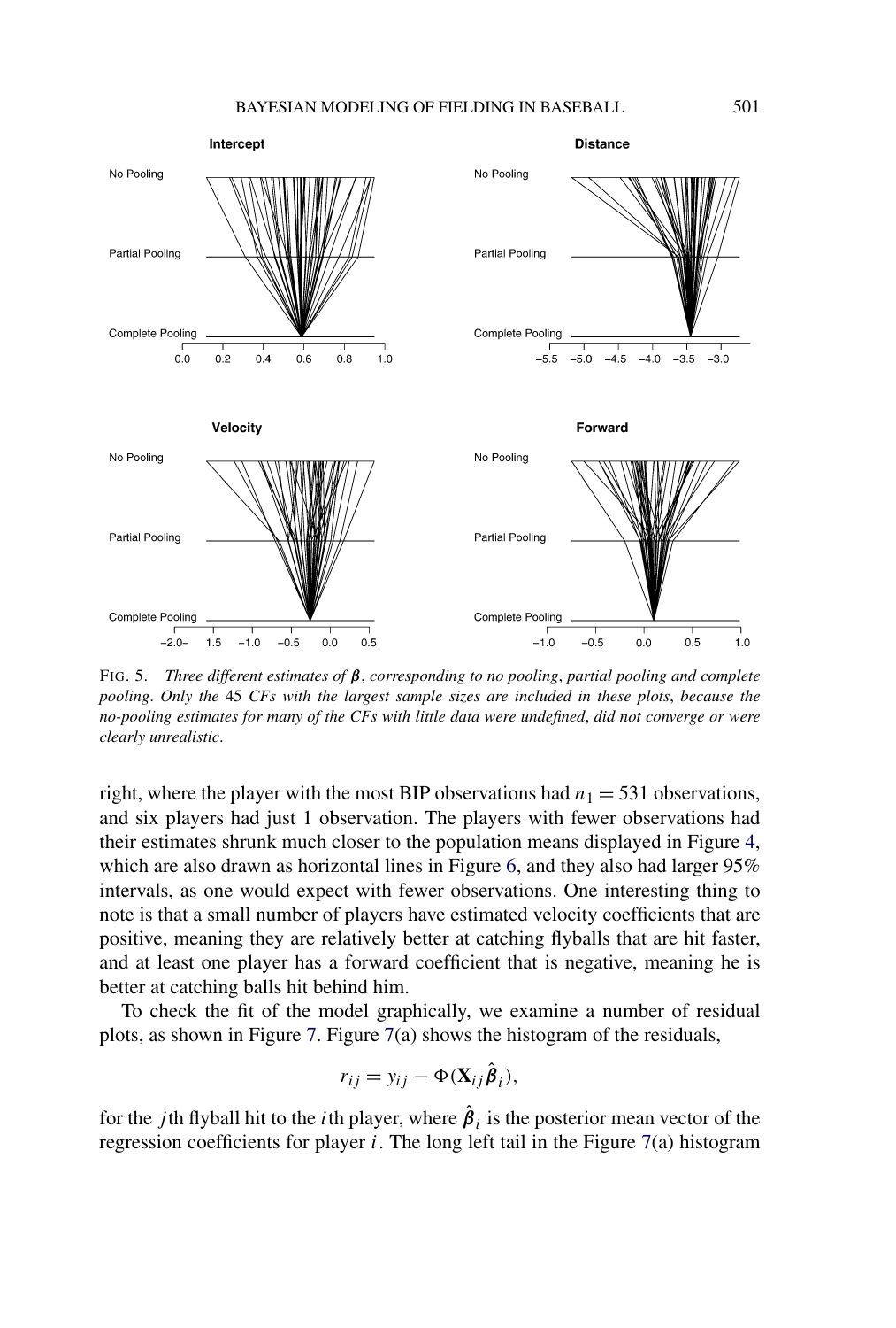FIG. 5. *Three different estimates of $\boldsymbol{\beta}$, corresponding to no pooling, partial pooling and complete pooling. Only the* 45 *CFs with the largest sample sizes are included in these plots, because the no-pooling estimates for many of the CFs with little data were undefined, did not converge or were clearly unrealistic.*

right, where the player with the most BIP observations had $n_1 = 531$ observations, and six players had just 1 observation. The players with fewer observations had their estimates shrunk much closer to the population means displayed in Figure 4, which are also drawn as horizontal lines in Figure 6, and they also had larger 95% intervals, as one would expect with fewer observations. One interesting thing to note is that a small number of players have estimated velocity coefficients that are positive, meaning they are relatively better at catching flyballs that are hit faster, and at least one player has a forward coefficient that is negative, meaning he is better at catching balls hit behind him.

To check the fit of the model graphically, we examine a number of residual plots, as shown in Figure 7. Figure 7(a) shows the histogram of the residuals,

$$r_{ij} = y_{ij} - \Phi(\mathbf{X}_{ij}\hat{\boldsymbol{\beta}}_i),$$

for the $j$th flyball hit to the $i$th player, where $\hat{\boldsymbol{\beta}}_i$ is the posterior mean vector of the regression coefficients for player $i$. The long left tail in the Figure 7(a) histogram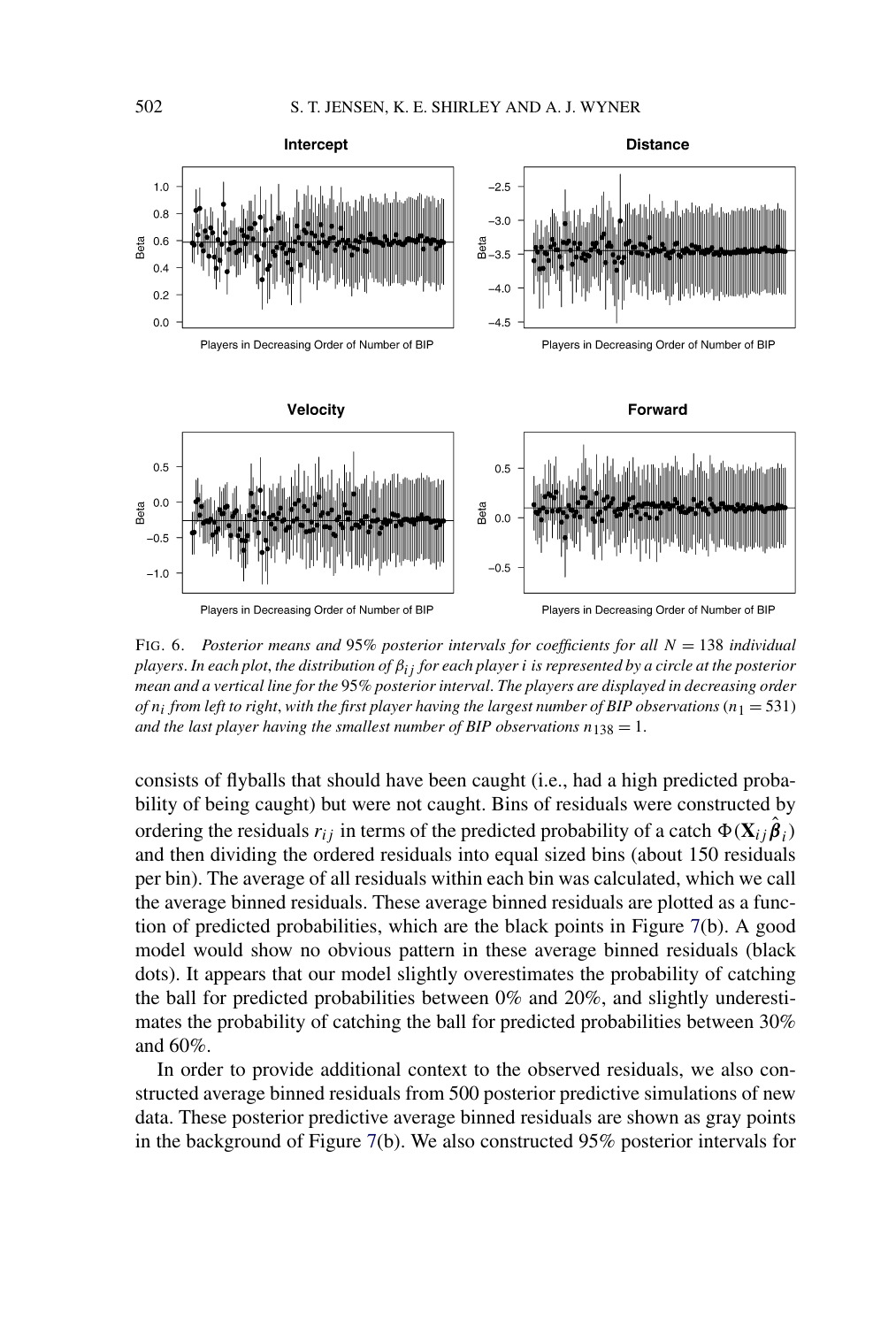FIG. 6. *Posterior means and* 95% *posterior intervals for coefficients for all* $N = 138$ *individual players. In each plot, the distribution of* $\beta_{ij}$ *for each player* $i$ *is represented by a circle at the posterior mean and a vertical line for the* 95% *posterior interval. The players are displayed in decreasing order of* $n_i$ *from left to right, with the first player having the largest number of BIP observations* ($n_1 = 531$) *and the last player having the smallest number of BIP observations* $n_{138} = 1$.

consists of flyballs that should have been caught (i.e., had a high predicted probability of being caught) but were not caught. Bins of residuals were constructed by ordering the residuals $r_{ij}$ in terms of the predicted probability of a catch $\Phi(\mathbf{X}_{ij}\hat{\boldsymbol{\beta}}_i)$ and then dividing the ordered residuals into equal sized bins (about 150 residuals per bin). The average of all residuals within each bin was calculated, which we call the average binned residuals. These average binned residuals are plotted as a function of predicted probabilities, which are the black points in Figure 7(b). A good model would show no obvious pattern in these average binned residuals (black dots). It appears that our model slightly overestimates the probability of catching the ball for predicted probabilities between 0% and 20%, and slightly underestimates the probability of catching the ball for predicted probabilities between 30% and 60%.

In order to provide additional context to the observed residuals, we also constructed average binned residuals from 500 posterior predictive simulations of new data. These posterior predictive average binned residuals are shown as gray points in the background of Figure 7(b). We also constructed 95% posterior intervals for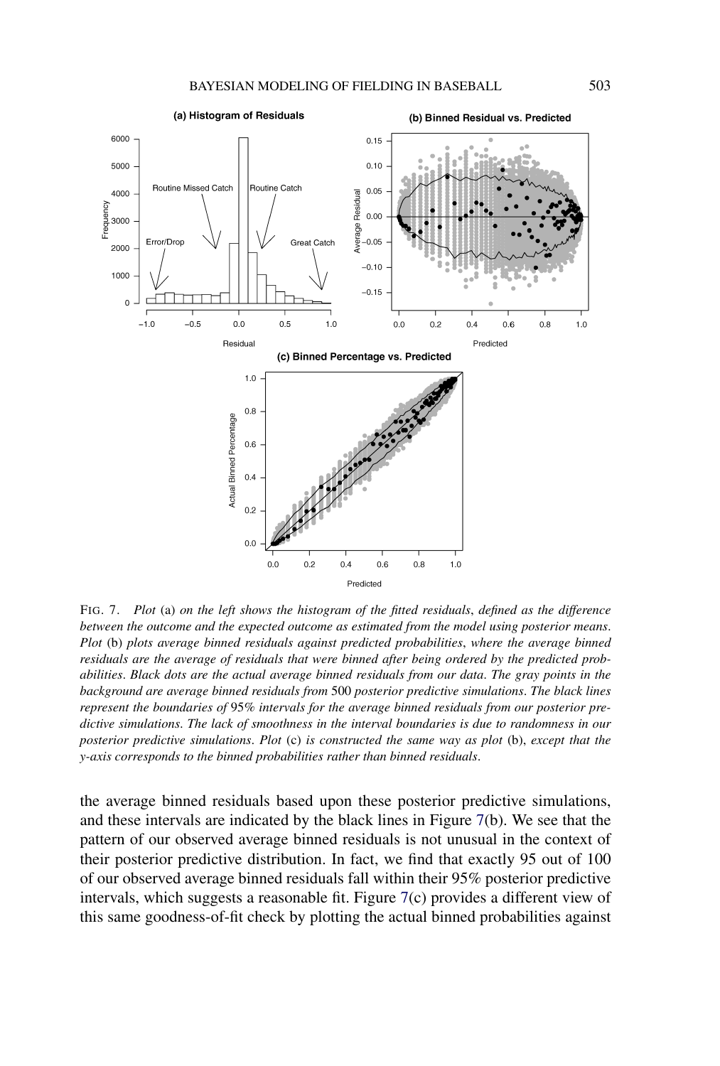FIG. 7. *Plot* (a) *on the left shows the histogram of the fitted residuals, defined as the difference between the outcome and the expected outcome as estimated from the model using posterior means. Plot* (b) *plots average binned residuals against predicted probabilities, where the average binned residuals are the average of residuals that were binned after being ordered by the predicted probabilities. Black dots are the actual average binned residuals from our data. The gray points in the background are average binned residuals from* 500 *posterior predictive simulations. The black lines represent the boundaries of* 95% *intervals for the average binned residuals from our posterior predictive simulations. The lack of smoothness in the interval boundaries is due to randomness in our posterior predictive simulations. Plot* (c) *is constructed the same way as plot* (b), *except that the y-axis corresponds to the binned probabilities rather than binned residuals.*

the average binned residuals based upon these posterior predictive simulations, and these intervals are indicated by the black lines in Figure 7(b). We see that the pattern of our observed average binned residuals is not unusual in the context of their posterior predictive distribution. In fact, we find that exactly 95 out of 100 of our observed average binned residuals fall within their 95% posterior predictive intervals, which suggests a reasonable fit. Figure 7(c) provides a different view of this same goodness-of-fit check by plotting the actual binned probabilities against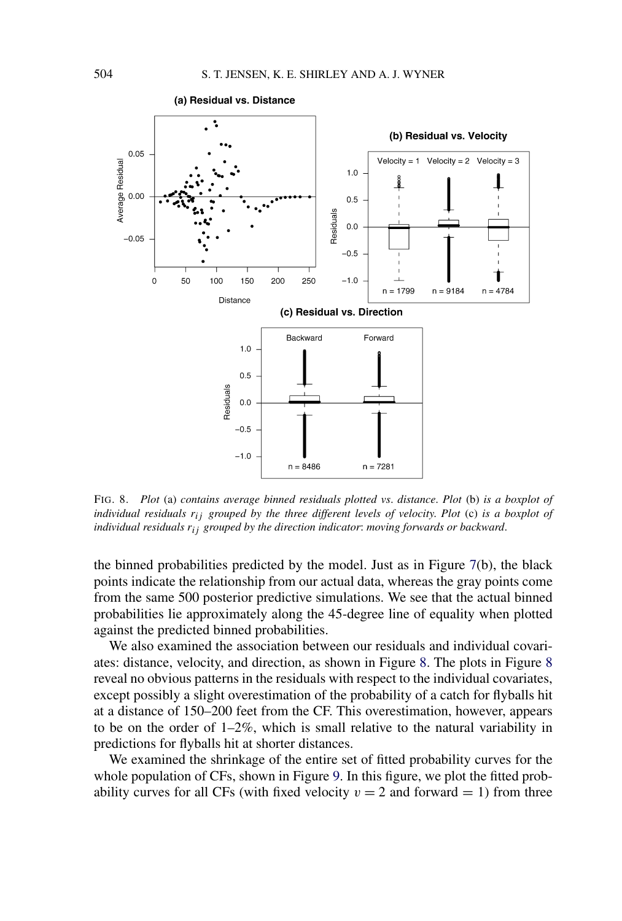FIG. 8. *Plot* (a) *contains average binned residuals plotted vs. distance. Plot* (b) *is a boxplot of individual residuals* $r_{ij}$ *grouped by the three different levels of velocity. Plot* (c) *is a boxplot of individual residuals* $r_{ij}$ *grouped by the direction indicator*: *moving forwards or backward*.

the binned probabilities predicted by the model. Just as in Figure 7(b), the black points indicate the relationship from our actual data, whereas the gray points come from the same 500 posterior predictive simulations. We see that the actual binned probabilities lie approximately along the 45-degree line of equality when plotted against the predicted binned probabilities.

We also examined the association between our residuals and individual covariates: distance, velocity, and direction, as shown in Figure 8. The plots in Figure 8 reveal no obvious patterns in the residuals with respect to the individual covariates, except possibly a slight overestimation of the probability of a catch for flyballs hit at a distance of 150–200 feet from the CF. This overestimation, however, appears to be on the order of 1–2%, which is small relative to the natural variability in predictions for flyballs hit at shorter distances.

We examined the shrinkage of the entire set of fitted probability curves for the whole population of CFs, shown in Figure 9. In this figure, we plot the fitted probability curves for all CFs (with fixed velocity $v = 2$ and forward $= 1$) from three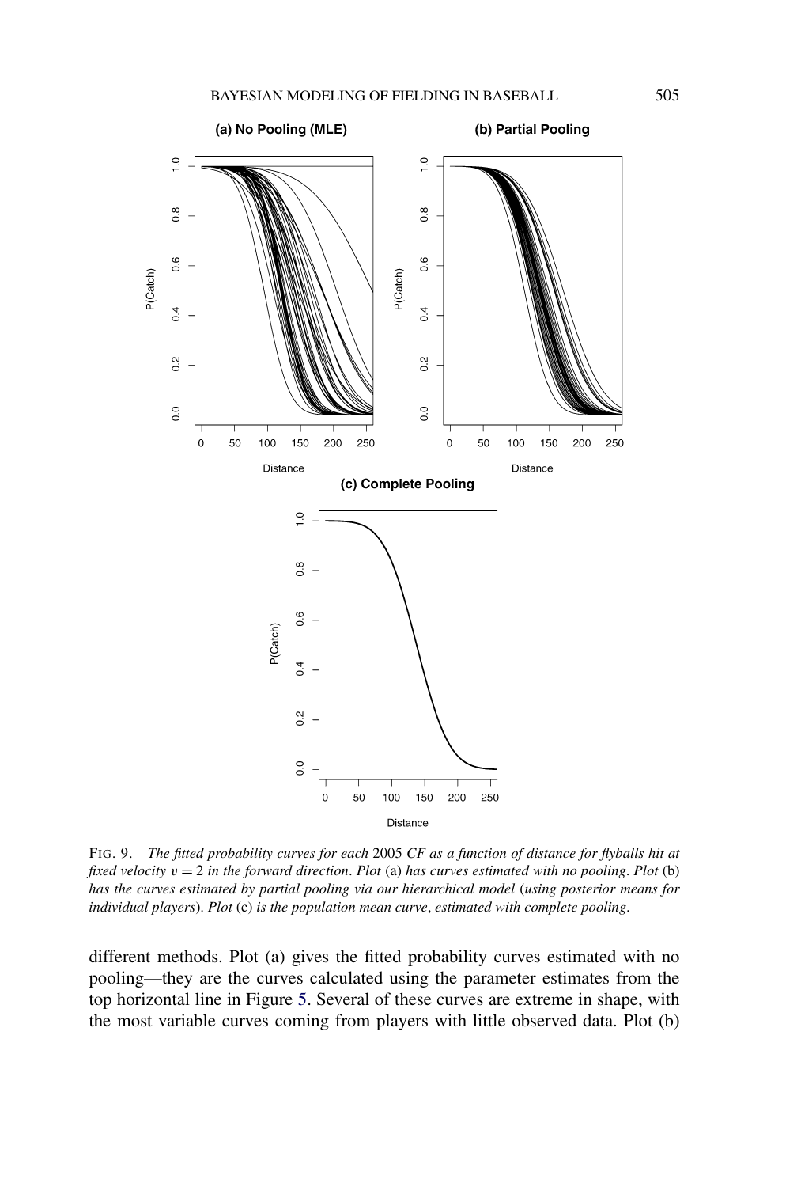FIG. 9. *The fitted probability curves for each* 2005 *CF as a function of distance for flyballs hit at fixed velocity* $v = 2$ *in the forward direction*. *Plot* (a) *has curves estimated with no pooling*. *Plot* (b) *has the curves estimated by partial pooling via our hierarchical model* (*using posterior means for individual players*). *Plot* (c) *is the population mean curve*, *estimated with complete pooling*.

different methods. Plot (a) gives the fitted probability curves estimated with no pooling—they are the curves calculated using the parameter estimates from the top horizontal line in Figure 5. Several of these curves are extreme in shape, with the most variable curves coming from players with little observed data. Plot (b)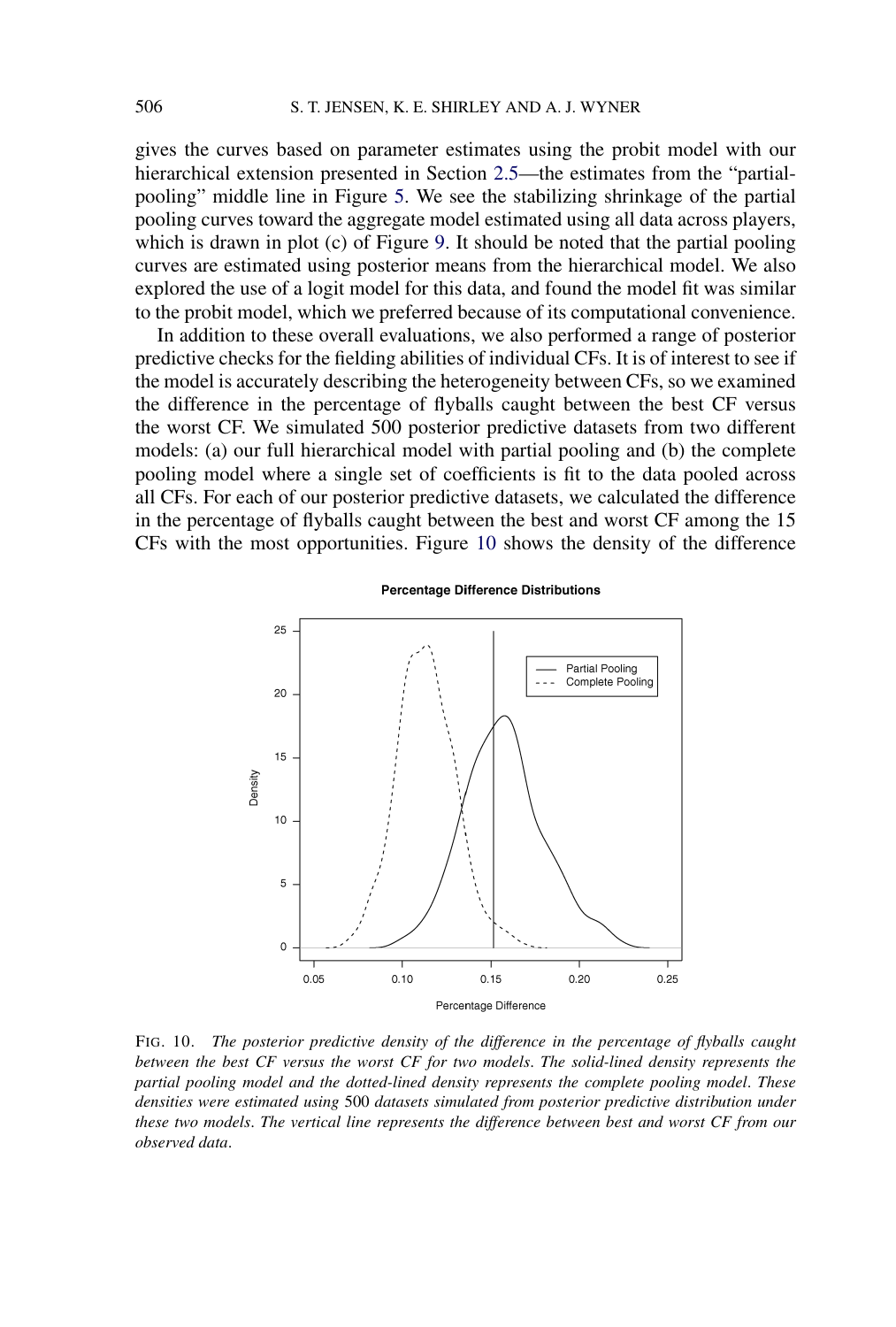gives the curves based on parameter estimates using the probit model with our hierarchical extension presented in Section 2.5—the estimates from the "partial-pooling" middle line in Figure 5. We see the stabilizing shrinkage of the partial pooling curves toward the aggregate model estimated using all data across players, which is drawn in plot (c) of Figure 9. It should be noted that the partial pooling curves are estimated using posterior means from the hierarchical model. We also explored the use of a logit model for this data, and found the model fit was similar to the probit model, which we preferred because of its computational convenience.

In addition to these overall evaluations, we also performed a range of posterior predictive checks for the fielding abilities of individual CFs. It is of interest to see if the model is accurately describing the heterogeneity between CFs, so we examined the difference in the percentage of flyballs caught between the best CF versus the worst CF. We simulated 500 posterior predictive datasets from two different models: (a) our full hierarchical model with partial pooling and (b) the complete pooling model where a single set of coefficients is fit to the data pooled across all CFs. For each of our posterior predictive datasets, we calculated the difference in the percentage of flyballs caught between the best and worst CF among the 15 CFs with the most opportunities. Figure 10 shows the density of the difference

FIG. 10. *The posterior predictive density of the difference in the percentage of flyballs caught between the best CF versus the worst CF for two models. The solid-lined density represents the partial pooling model and the dotted-lined density represents the complete pooling model. These densities were estimated using* 500 *datasets simulated from posterior predictive distribution under these two models. The vertical line represents the difference between best and worst CF from our observed data.*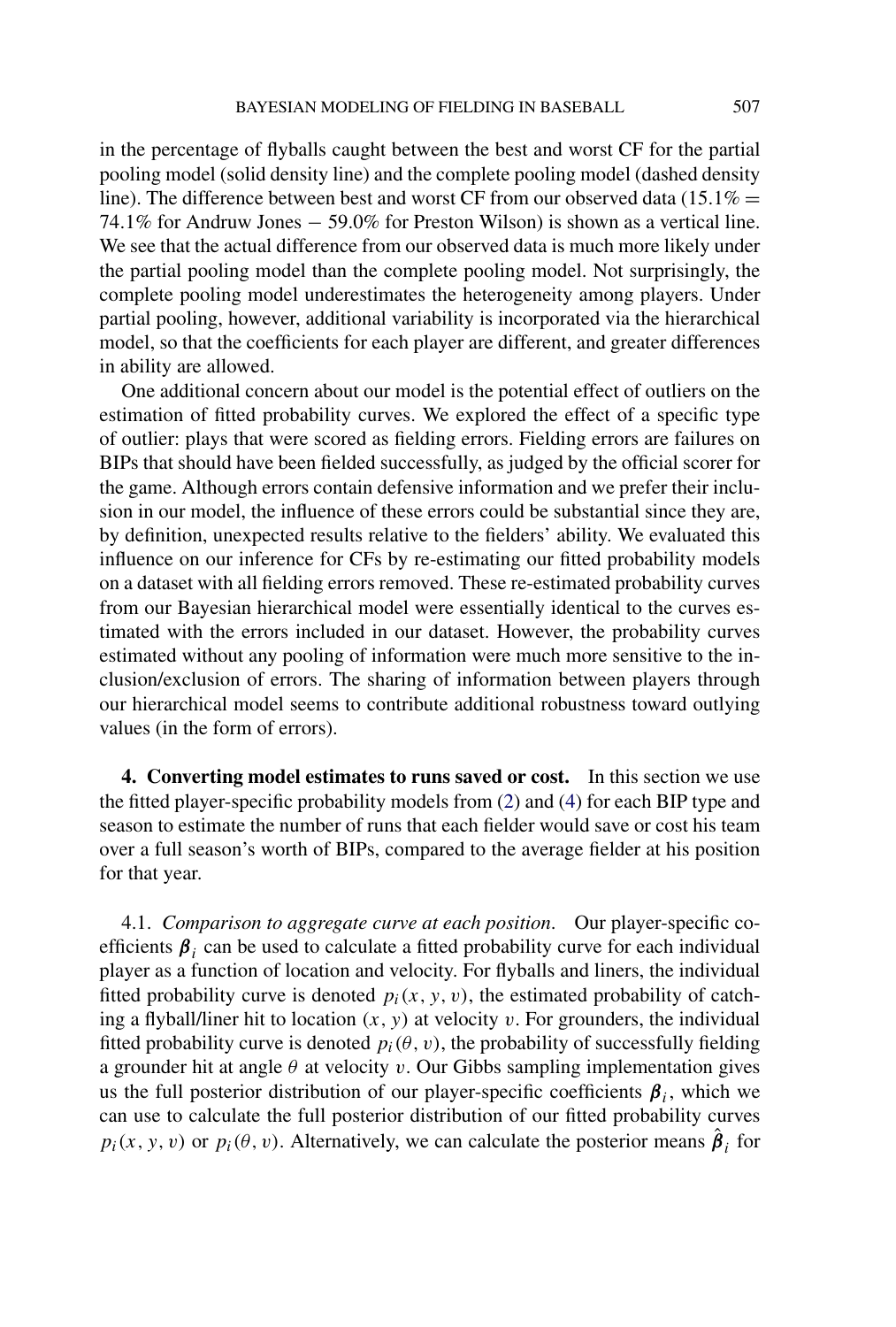in the percentage of flyballs caught between the best and worst CF for the partial pooling model (solid density line) and the complete pooling model (dashed density line). The difference between best and worst CF from our observed data ($15.1\% = 74.1\%$ for Andruw Jones $-$ $59.0\%$ for Preston Wilson) is shown as a vertical line. We see that the actual difference from our observed data is much more likely under the partial pooling model than the complete pooling model. Not surprisingly, the complete pooling model underestimates the heterogeneity among players. Under partial pooling, however, additional variability is incorporated via the hierarchical model, so that the coefficients for each player are different, and greater differences in ability are allowed.

One additional concern about our model is the potential effect of outliers on the estimation of fitted probability curves. We explored the effect of a specific type of outlier: plays that were scored as fielding errors. Fielding errors are failures on BIPs that should have been fielded successfully, as judged by the official scorer for the game. Although errors contain defensive information and we prefer their inclusion in our model, the influence of these errors could be substantial since they are, by definition, unexpected results relative to the fielders' ability. We evaluated this influence on our inference for CFs by re-estimating our fitted probability models on a dataset with all fielding errors removed. These re-estimated probability curves from our Bayesian hierarchical model were essentially identical to the curves estimated with the errors included in our dataset. However, the probability curves estimated without any pooling of information were much more sensitive to the inclusion/exclusion of errors. The sharing of information between players through our hierarchical model seems to contribute additional robustness toward outlying values (in the form of errors).

## 4. Converting model estimates to runs saved or cost.

In this section we use the fitted player-specific probability models from (2) and (4) for each BIP type and season to estimate the number of runs that each fielder would save or cost his team over a full season's worth of BIPs, compared to the average fielder at his position for that year.

### 4.1. *Comparison to aggregate curve at each position.*

Our player-specific coefficients $\boldsymbol{\beta}_i$ can be used to calculate a fitted probability curve for each individual player as a function of location and velocity. For flyballs and liners, the individual fitted probability curve is denoted $p_i(x, y, v)$, the estimated probability of catching a flyball/liner hit to location $(x, y)$ at velocity $v$. For grounders, the individual fitted probability curve is denoted $p_i(\theta, v)$, the probability of successfully fielding a grounder hit at angle $\theta$ at velocity $v$. Our Gibbs sampling implementation gives us the full posterior distribution of our player-specific coefficients $\boldsymbol{\beta}_i$, which we can use to calculate the full posterior distribution of our fitted probability curves $p_i(x, y, v)$ or $p_i(\theta, v)$. Alternatively, we can calculate the posterior means $\hat{\boldsymbol{\beta}}_i$ for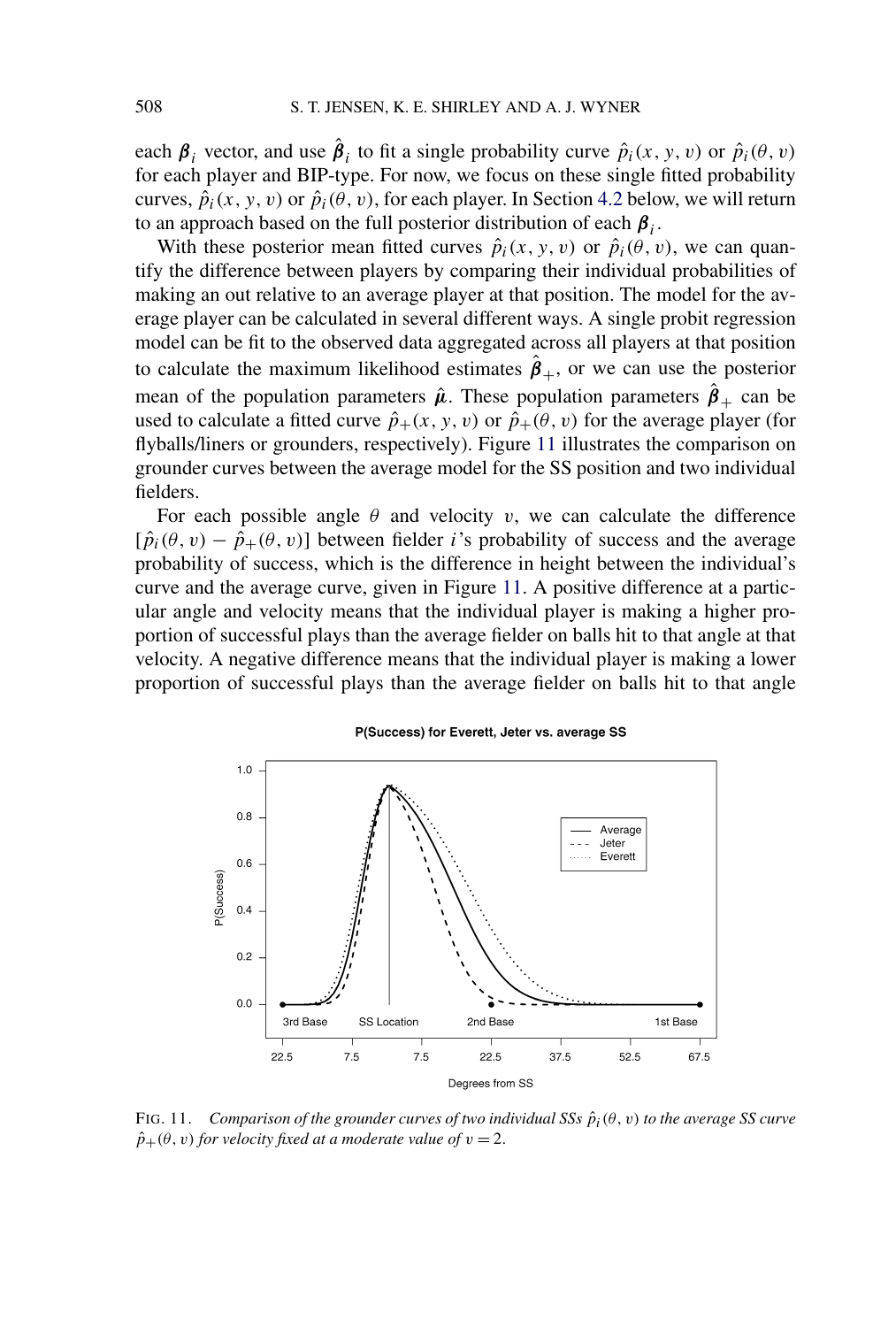each $\boldsymbol{\beta}_i$ vector, and use $\hat{\boldsymbol{\beta}}_i$ to fit a single probability curve $\hat{p}_i(x, y, v)$ or $\hat{p}_i(\theta, v)$ for each player and BIP-type. For now, we focus on these single fitted probability curves, $\hat{p}_i(x, y, v)$ or $\hat{p}_i(\theta, v)$, for each player. In Section 4.2 below, we will return to an approach based on the full posterior distribution of each $\boldsymbol{\beta}_i$.

With these posterior mean fitted curves $\hat{p}_i(x, y, v)$ or $\hat{p}_i(\theta, v)$, we can quantify the difference between players by comparing their individual probabilities of making an out relative to an average player at that position. The model for the average player can be calculated in several different ways. A single probit regression model can be fit to the observed data aggregated across all players at that position to calculate the maximum likelihood estimates $\hat{\boldsymbol{\beta}}_+$, or we can use the posterior mean of the population parameters $\hat{\boldsymbol{\mu}}$. These population parameters $\hat{\boldsymbol{\beta}}_+$ can be used to calculate a fitted curve $\hat{p}_+(x, y, v)$ or $\hat{p}_+(\theta, v)$ for the average player (for flyballs/liners or grounders, respectively). Figure 11 illustrates the comparison on grounder curves between the average model for the SS position and two individual fielders.

For each possible angle $\theta$ and velocity $v$, we can calculate the difference $[\hat{p}_i(\theta, v) - \hat{p}_+(\theta, v)]$ between fielder $i$'s probability of success and the average probability of success, which is the difference in height between the individual's curve and the average curve, given in Figure 11. A positive difference at a particular angle and velocity means that the individual player is making a higher proportion of successful plays than the average fielder on balls hit to that angle at that velocity. A negative difference means that the individual player is making a lower proportion of successful plays than the average fielder on balls hit to that angle

FIG. 11. *Comparison of the grounder curves of two individual SSs $\hat{p}_i(\theta, v)$ to the average SS curve $\hat{p}_+(\theta, v)$ for velocity fixed at a moderate value of $v = 2$.*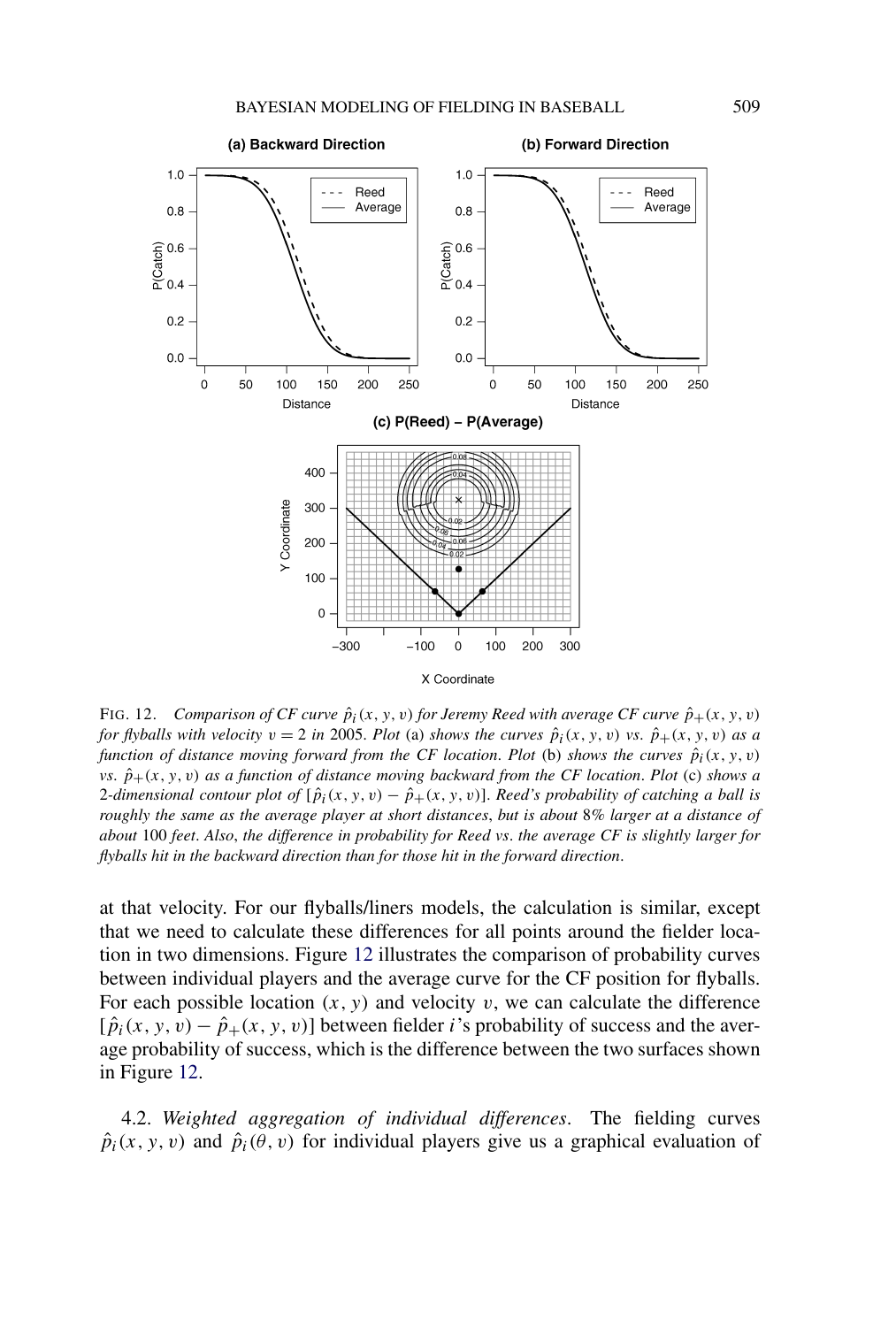FIG. 12. *Comparison of CF curve $\hat{p}_i(x, y, v)$ for Jeremy Reed with average CF curve $\hat{p}_+(x, y, v)$ for flyballs with velocity $v = 2$ in* 2005. *Plot* (a) *shows the curves $\hat{p}_i(x, y, v)$ vs. $\hat{p}_+(x, y, v)$ as a function of distance moving forward from the CF location. Plot* (b) *shows the curves $\hat{p}_i(x, y, v)$ vs. $\hat{p}_+(x, y, v)$ as a function of distance moving backward from the CF location. Plot* (c) *shows a* 2*-dimensional contour plot of $[\hat{p}_i(x, y, v) - \hat{p}_+(x, y, v)]$. Reed's probability of catching a ball is roughly the same as the average player at short distances, but is about* 8% *larger at a distance of about* 100 *feet. Also, the difference in probability for Reed vs. the average CF is slightly larger for flyballs hit in the backward direction than for those hit in the forward direction.*

at that velocity. For our flyballs/liners models, the calculation is similar, except that we need to calculate these differences for all points around the fielder location in two dimensions. Figure 12 illustrates the comparison of probability curves between individual players and the average curve for the CF position for flyballs. For each possible location $(x, y)$ and velocity $v$, we can calculate the difference $[\hat{p}_i(x, y, v) - \hat{p}_+(x, y, v)]$ between fielder $i$'s probability of success and the average probability of success, which is the difference between the two surfaces shown in Figure 12.

4.2. *Weighted aggregation of individual differences*. The fielding curves $\hat{p}_i(x, y, v)$ and $\hat{p}_i(\theta, v)$ for individual players give us a graphical evaluation of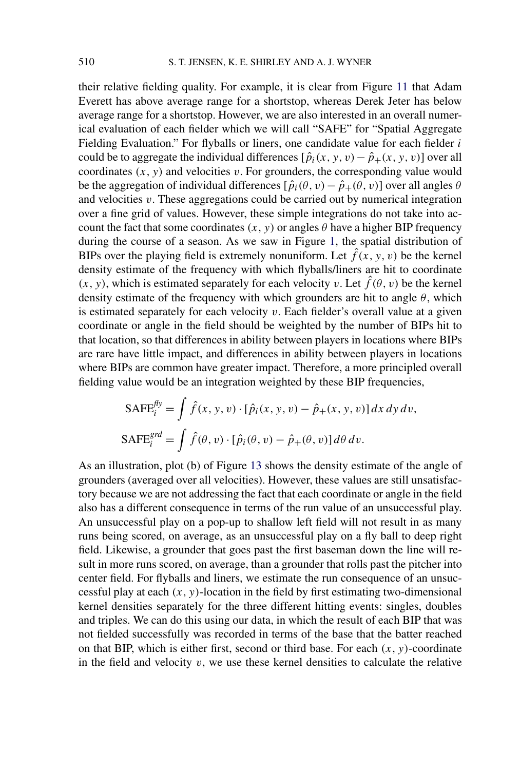their relative fielding quality. For example, it is clear from Figure 11 that Adam Everett has above average range for a shortstop, whereas Derek Jeter has below average range for a shortstop. However, we are also interested in an overall numerical evaluation of each fielder which we will call "SAFE" for "Spatial Aggregate Fielding Evaluation." For flyballs or liners, one candidate value for each fielder $i$ could be to aggregate the individual differences $[\hat{p}_i(x, y, v) - \hat{p}_+(x, y, v)]$ over all coordinates $(x, y)$ and velocities $v$. For grounders, the corresponding value would be the aggregation of individual differences $[\hat{p}_i(\theta, v) - \hat{p}_+(\theta, v)]$ over all angles $\theta$ and velocities $v$. These aggregations could be carried out by numerical integration over a fine grid of values. However, these simple integrations do not take into account the fact that some coordinates $(x, y)$ or angles $\theta$ have a higher BIP frequency during the course of a season. As we saw in Figure 1, the spatial distribution of BIPs over the playing field is extremely nonuniform. Let $\hat{f}(x, y, v)$ be the kernel density estimate of the frequency with which flyballs/liners are hit to coordinate $(x, y)$, which is estimated separately for each velocity $v$. Let $\hat{f}(\theta, v)$ be the kernel density estimate of the frequency with which grounders are hit to angle $\theta$, which is estimated separately for each velocity $v$. Each fielder's overall value at a given coordinate or angle in the field should be weighted by the number of BIPs hit to that location, so that differences in ability between players in locations where BIPs are rare have little impact, and differences in ability between players in locations where BIPs are common have greater impact. Therefore, a more principled overall fielding value would be an integration weighted by these BIP frequencies,

$$\mathrm{SAFE}_i^{fly} = \int \hat{f}(x, y, v) \cdot [\hat{p}_i(x, y, v) - \hat{p}_+(x, y, v)]\, dx\, dy\, dv,$$

$$\mathrm{SAFE}_i^{grd} = \int \hat{f}(\theta, v) \cdot [\hat{p}_i(\theta, v) - \hat{p}_+(\theta, v)]\, d\theta\, dv.$$

As an illustration, plot (b) of Figure 13 shows the density estimate of the angle of grounders (averaged over all velocities). However, these values are still unsatisfactory because we are not addressing the fact that each coordinate or angle in the field also has a different consequence in terms of the run value of an unsuccessful play. An unsuccessful play on a pop-up to shallow left field will not result in as many runs being scored, on average, as an unsuccessful play on a fly ball to deep right field. Likewise, a grounder that goes past the first baseman down the line will result in more runs scored, on average, than a grounder that rolls past the pitcher into center field. For flyballs and liners, we estimate the run consequence of an unsuccessful play at each $(x, y)$-location in the field by first estimating two-dimensional kernel densities separately for the three different hitting events: singles, doubles and triples. We can do this using our data, in which the result of each BIP that was not fielded successfully was recorded in terms of the base that the batter reached on that BIP, which is either first, second or third base. For each $(x, y)$-coordinate in the field and velocity $v$, we use these kernel densities to calculate the relative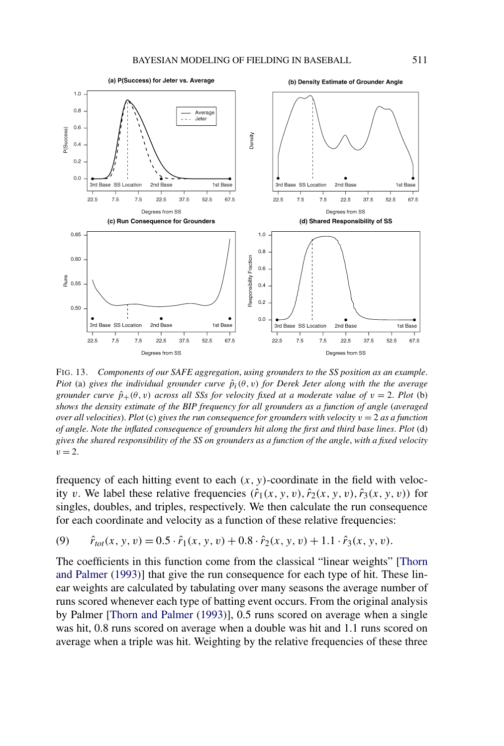FIG. 13. *Components of our SAFE aggregation, using grounders to the SS position as an example. Piot* (a) *gives the individual grounder curve* $\hat{p}_i(\theta, v)$ *for Derek Jeter along with the the average grounder curve* $\hat{p}_+(\theta, v)$ *across all SSs for velocity fixed at a moderate value of* $v = 2$. *Plot* (b) *shows the density estimate of the BIP frequency for all grounders as a function of angle* (*averaged over all velocities*). *Plot* (c) *gives the run consequence for grounders with velocity* $v = 2$ *as a function of angle. Note the inflated consequence of grounders hit along the first and third base lines. Plot* (d) *gives the shared responsibility of the SS on grounders as a function of the angle, with a fixed velocity* $v = 2$.

frequency of each hitting event to each $(x, y)$-coordinate in the field with velocity $v$. We label these relative frequencies $(\hat{r}_1(x, y, v), \hat{r}_2(x, y, v), \hat{r}_3(x, y, v))$ for singles, doubles, and triples, respectively. We then calculate the run consequence for each coordinate and velocity as a function of these relative frequencies:

$$\hat{r}_{tot}(x, y, v) = 0.5 \cdot \hat{r}_1(x, y, v) + 0.8 \cdot \hat{r}_2(x, y, v) + 1.1 \cdot \hat{r}_3(x, y, v). \tag{9}$$

The coefficients in this function come from the classical "linear weights" [Thorn and Palmer (1993)] that give the run consequence for each type of hit. These linear weights are calculated by tabulating over many seasons the average number of runs scored whenever each type of batting event occurs. From the original analysis by Palmer [Thorn and Palmer (1993)], 0.5 runs scored on average when a single was hit, 0.8 runs scored on average when a double was hit and 1.1 runs scored on average when a triple was hit. Weighting by the relative frequencies of these three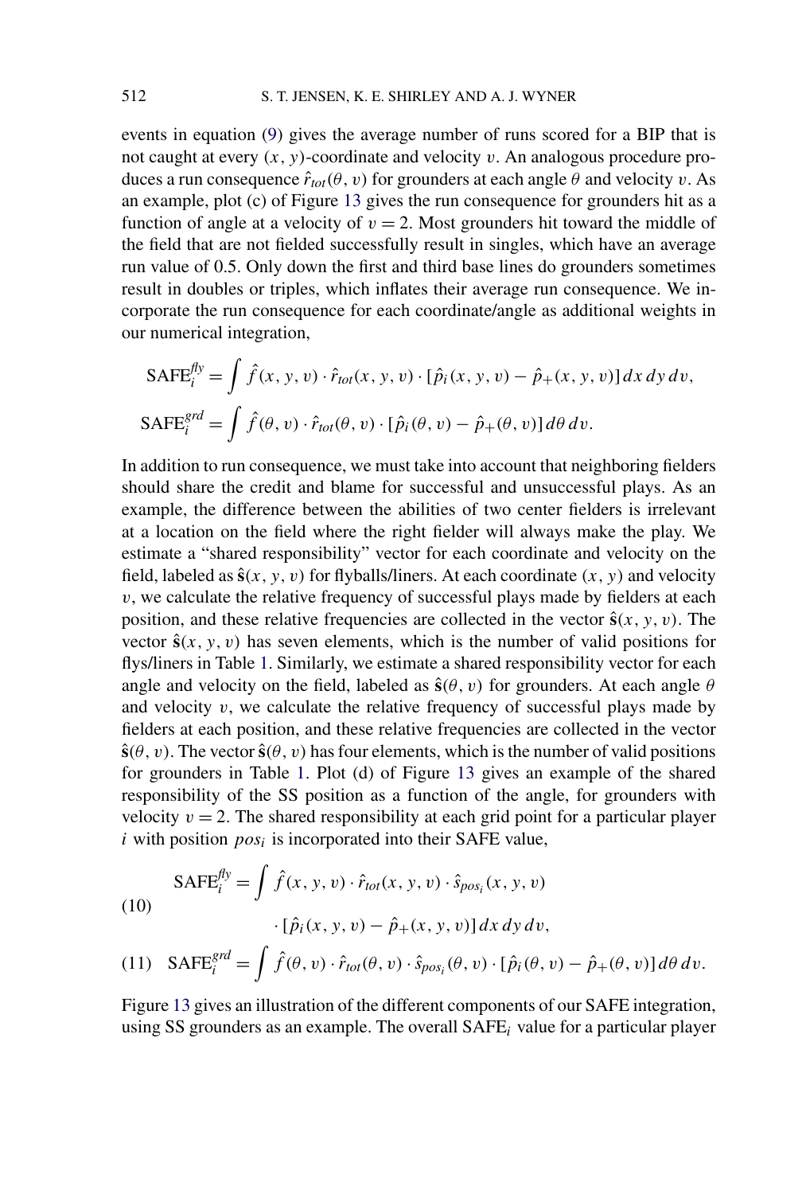events in equation (9) gives the average number of runs scored for a BIP that is not caught at every $(x, y)$-coordinate and velocity $v$. An analogous procedure produces a run consequence $\hat{r}_{tot}(\theta, v)$ for grounders at each angle $\theta$ and velocity $v$. As an example, plot (c) of Figure 13 gives the run consequence for grounders hit as a function of angle at a velocity of $v = 2$. Most grounders hit toward the middle of the field that are not fielded successfully result in singles, which have an average run value of 0.5. Only down the first and third base lines do grounders sometimes result in doubles or triples, which inflates their average run consequence. We incorporate the run consequence for each coordinate/angle as additional weights in our numerical integration,

$$\text{SAFE}_i^{fly} = \int \hat{f}(x, y, v) \cdot \hat{r}_{tot}(x, y, v) \cdot [\hat{p}_i(x, y, v) - \hat{p}_+(x, y, v)]\, dx\, dy\, dv,$$

$$\text{SAFE}_i^{grd} = \int \hat{f}(\theta, v) \cdot \hat{r}_{tot}(\theta, v) \cdot [\hat{p}_i(\theta, v) - \hat{p}_+(\theta, v)]\, d\theta\, dv.$$

In addition to run consequence, we must take into account that neighboring fielders should share the credit and blame for successful and unsuccessful plays. As an example, the difference between the abilities of two center fielders is irrelevant at a location on the field where the right fielder will always make the play. We estimate a "shared responsibility" vector for each coordinate and velocity on the field, labeled as $\hat{\mathbf{s}}(x, y, v)$ for flyballs/liners. At each coordinate $(x, y)$ and velocity $v$, we calculate the relative frequency of successful plays made by fielders at each position, and these relative frequencies are collected in the vector $\hat{\mathbf{s}}(x, y, v)$. The vector $\hat{\mathbf{s}}(x, y, v)$ has seven elements, which is the number of valid positions for flys/liners in Table 1. Similarly, we estimate a shared responsibility vector for each angle and velocity on the field, labeled as $\hat{\mathbf{s}}(\theta, v)$ for grounders. At each angle $\theta$ and velocity $v$, we calculate the relative frequency of successful plays made by fielders at each position, and these relative frequencies are collected in the vector $\hat{\mathbf{s}}(\theta, v)$. The vector $\hat{\mathbf{s}}(\theta, v)$ has four elements, which is the number of valid positions for grounders in Table 1. Plot (d) of Figure 13 gives an example of the shared responsibility of the SS position as a function of the angle, for grounders with velocity $v = 2$. The shared responsibility at each grid point for a particular player $i$ with position $pos_i$ is incorporated into their SAFE value,

$$\text{SAFE}_i^{fly} = \int \hat{f}(x, y, v) \cdot \hat{r}_{tot}(x, y, v) \cdot \hat{s}_{pos_i}(x, y, v) \cdot [\hat{p}_i(x, y, v) - \hat{p}_+(x, y, v)]\, dx\, dy\, dv, \tag{10}$$

$$\text{SAFE}_i^{grd} = \int \hat{f}(\theta, v) \cdot \hat{r}_{tot}(\theta, v) \cdot \hat{s}_{pos_i}(\theta, v) \cdot [\hat{p}_i(\theta, v) - \hat{p}_+(\theta, v)]\, d\theta\, dv. \tag{11}$$

Figure 13 gives an illustration of the different components of our SAFE integration, using SS grounders as an example. The overall $\text{SAFE}_i$ value for a particular player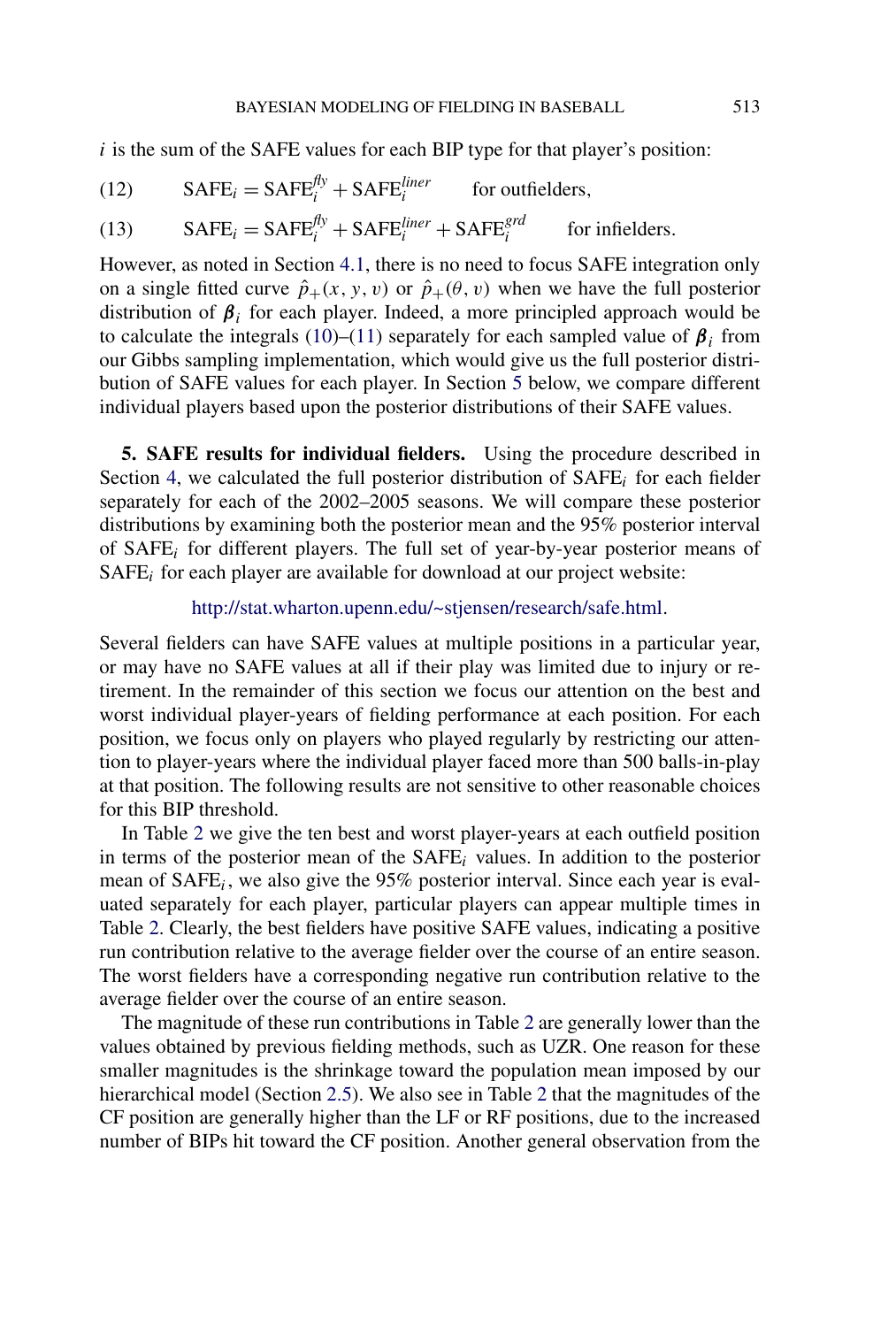$i$ is the sum of the SAFE values for each BIP type for that player's position:

$$\text{SAFE}_i = \text{SAFE}_i^{fly} + \text{SAFE}_i^{liner} \qquad \text{for outfielders,} \tag{12}$$

$$\text{SAFE}_i = \text{SAFE}_i^{fly} + \text{SAFE}_i^{liner} + \text{SAFE}_i^{grd} \qquad \text{for infielders.} \tag{13}$$

However, as noted in Section 4.1, there is no need to focus SAFE integration only on a single fitted curve $\hat{p}_+(x, y, v)$ or $\hat{p}_+(\theta, v)$ when we have the full posterior distribution of $\boldsymbol{\beta}_i$ for each player. Indeed, a more principled approach would be to calculate the integrals (10)–(11) separately for each sampled value of $\boldsymbol{\beta}_i$ from our Gibbs sampling implementation, which would give us the full posterior distribution of SAFE values for each player. In Section 5 below, we compare different individual players based upon the posterior distributions of their SAFE values.

**5. SAFE results for individual fielders.** Using the procedure described in Section 4, we calculated the full posterior distribution of $\text{SAFE}_i$ for each fielder separately for each of the 2002–2005 seasons. We will compare these posterior distributions by examining both the posterior mean and the 95% posterior interval of $\text{SAFE}_i$ for different players. The full set of year-by-year posterior means of $\text{SAFE}_i$ for each player are available for download at our project website:

http://stat.wharton.upenn.edu/~stjensen/research/safe.html.

Several fielders can have SAFE values at multiple positions in a particular year, or may have no SAFE values at all if their play was limited due to injury or retirement. In the remainder of this section we focus our attention on the best and worst individual player-years of fielding performance at each position. For each position, we focus only on players who played regularly by restricting our attention to player-years where the individual player faced more than 500 balls-in-play at that position. The following results are not sensitive to other reasonable choices for this BIP threshold.

In Table 2 we give the ten best and worst player-years at each outfield position in terms of the posterior mean of the $\text{SAFE}_i$ values. In addition to the posterior mean of $\text{SAFE}_i$, we also give the 95% posterior interval. Since each year is evaluated separately for each player, particular players can appear multiple times in Table 2. Clearly, the best fielders have positive SAFE values, indicating a positive run contribution relative to the average fielder over the course of an entire season. The worst fielders have a corresponding negative run contribution relative to the average fielder over the course of an entire season.

The magnitude of these run contributions in Table 2 are generally lower than the values obtained by previous fielding methods, such as UZR. One reason for these smaller magnitudes is the shrinkage toward the population mean imposed by our hierarchical model (Section 2.5). We also see in Table 2 that the magnitudes of the CF position are generally higher than the LF or RF positions, due to the increased number of BIPs hit toward the CF position. Another general observation from the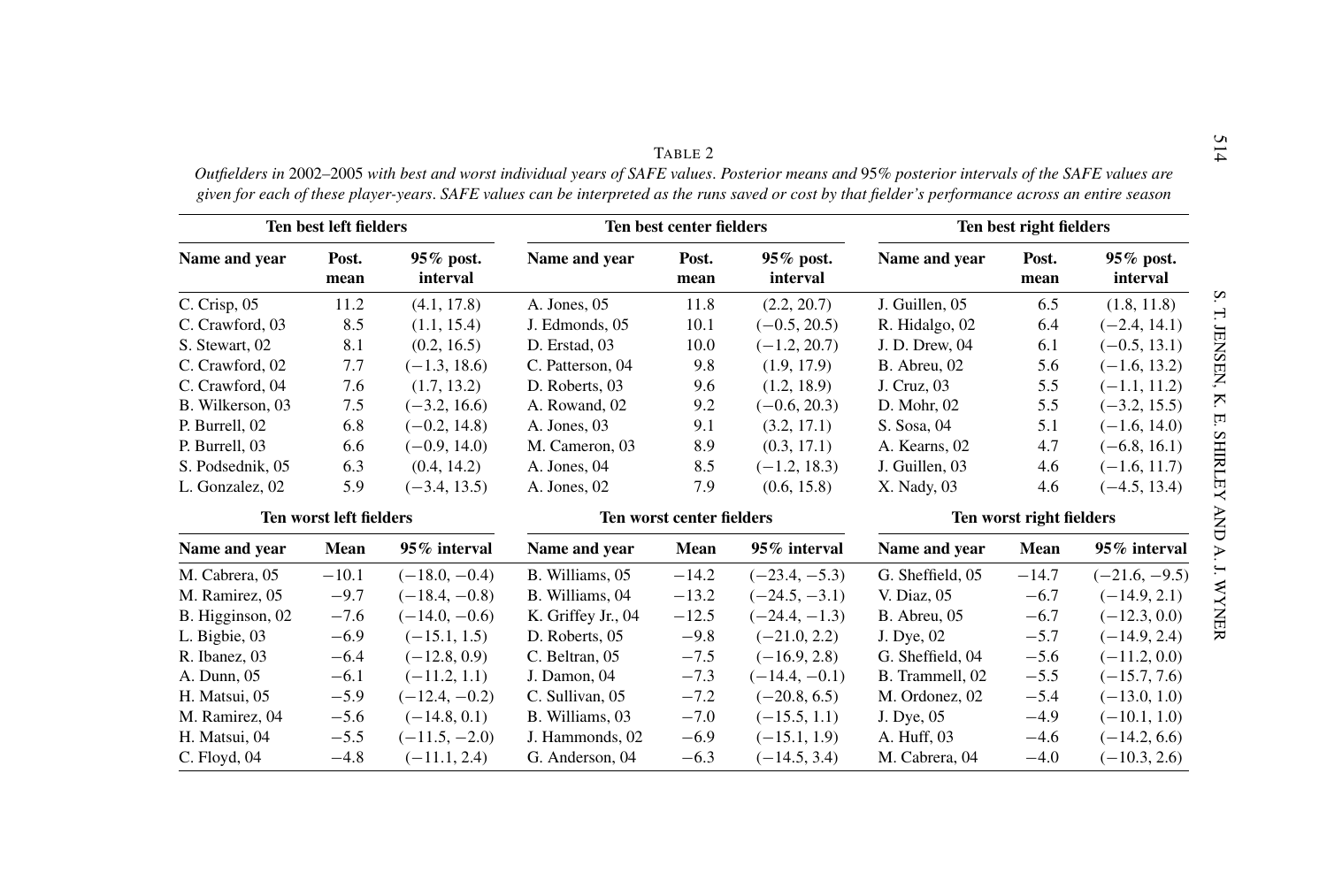TABLE 2

*Outfielders in 2002–2005 with best and worst individual years of SAFE values. Posterior means and 95% posterior intervals of the SAFE values are given for each of these player-years. SAFE values can be interpreted as the runs saved or cost by that fielder's performance across an entire season*

| Ten best left fielders | | | Ten best center fielders | | | Ten best right fielders | | |
|---|---|---|---|---|---|---|---|---|
| **Name and year** | **Post. mean** | **95% post. interval** | **Name and year** | **Post. mean** | **95% post. interval** | **Name and year** | **Post. mean** | **95% post. interval** |
| C. Crisp, 05 | 11.2 | (4.1, 17.8) | A. Jones, 05 | 11.8 | (2.2, 20.7) | J. Guillen, 05 | 6.5 | (1.8, 11.8) |
| C. Crawford, 03 | 8.5 | (1.1, 15.4) | J. Edmonds, 05 | 10.1 | (−0.5, 20.5) | R. Hidalgo, 02 | 6.4 | (−2.4, 14.1) |
| S. Stewart, 02 | 8.1 | (0.2, 16.5) | D. Erstad, 03 | 10.0 | (−1.2, 20.7) | J. D. Drew, 04 | 6.1 | (−0.5, 13.1) |
| C. Crawford, 02 | 7.7 | (−1.3, 18.6) | C. Patterson, 04 | 9.8 | (1.9, 17.9) | B. Abreu, 02 | 5.6 | (−1.6, 13.2) |
| C. Crawford, 04 | 7.6 | (1.7, 13.2) | D. Roberts, 03 | 9.6 | (1.2, 18.9) | J. Cruz, 03 | 5.5 | (−1.1, 11.2) |
| B. Wilkerson, 03 | 7.5 | (−3.2, 16.6) | A. Rowand, 02 | 9.2 | (−0.6, 20.3) | D. Mohr, 02 | 5.5 | (−3.2, 15.5) |
| P. Burrell, 02 | 6.8 | (−0.2, 14.8) | A. Jones, 03 | 9.1 | (3.2, 17.1) | S. Sosa, 04 | 5.1 | (−1.6, 14.0) |
| P. Burrell, 03 | 6.6 | (−0.9, 14.0) | M. Cameron, 03 | 8.9 | (0.3, 17.1) | A. Kearns, 02 | 4.7 | (−6.8, 16.1) |
| S. Podsednik, 05 | 6.3 | (0.4, 14.2) | A. Jones, 04 | 8.5 | (−1.2, 18.3) | J. Guillen, 03 | 4.6 | (−1.6, 11.7) |
| L. Gonzalez, 02 | 5.9 | (−3.4, 13.5) | A. Jones, 02 | 7.9 | (0.6, 15.8) | X. Nady, 03 | 4.6 | (−4.5, 13.4) |
| **Ten worst left fielders** | | | **Ten worst center fielders** | | | **Ten worst right fielders** | | |
| **Name and year** | **Mean** | **95% interval** | **Name and year** | **Mean** | **95% interval** | **Name and year** | **Mean** | **95% interval** |
| M. Cabrera, 05 | −10.1 | (−18.0, −0.4) | B. Williams, 05 | −14.2 | (−23.4, −5.3) | G. Sheffield, 05 | −14.7 | (−21.6, −9.5) |
| M. Ramirez, 05 | −9.7 | (−18.4, −0.8) | B. Williams, 04 | −13.2 | (−24.5, −3.1) | V. Diaz, 05 | −6.7 | (−14.9, 2.1) |
| B. Higginson, 02 | −7.6 | (−14.0, −0.6) | K. Griffey Jr., 04 | −12.5 | (−24.4, −1.3) | B. Abreu, 05 | −6.7 | (−12.3, 0.0) |
| L. Bigbie, 03 | −6.9 | (−15.1, 1.5) | D. Roberts, 05 | −9.8 | (−21.0, 2.2) | J. Dye, 02 | −5.7 | (−14.9, 2.4) |
| R. Ibanez, 03 | −6.4 | (−12.8, 0.9) | C. Beltran, 05 | −7.5 | (−16.9, 2.8) | G. Sheffield, 04 | −5.6 | (−11.2, 0.0) |
| A. Dunn, 05 | −6.1 | (−11.2, 1.1) | J. Damon, 04 | −7.3 | (−14.4, −0.1) | B. Trammell, 02 | −5.5 | (−15.7, 7.6) |
| H. Matsui, 05 | −5.9 | (−12.4, −0.2) | C. Sullivan, 05 | −7.2 | (−20.8, 6.5) | M. Ordonez, 02 | −5.4 | (−13.0, 1.0) |
| M. Ramirez, 04 | −5.6 | (−14.8, 0.1) | B. Williams, 03 | −7.0 | (−15.5, 1.1) | J. Dye, 05 | −4.9 | (−10.1, 1.0) |
| H. Matsui, 04 | −5.5 | (−11.5, −2.0) | J. Hammonds, 02 | −6.9 | (−15.1, 1.9) | A. Huff, 03 | −4.6 | (−14.2, 6.6) |
| C. Floyd, 04 | −4.8 | (−11.1, 2.4) | G. Anderson, 04 | −6.3 | (−14.5, 3.4) | M. Cabrera, 04 | −4.0 | (−10.3, 2.6) |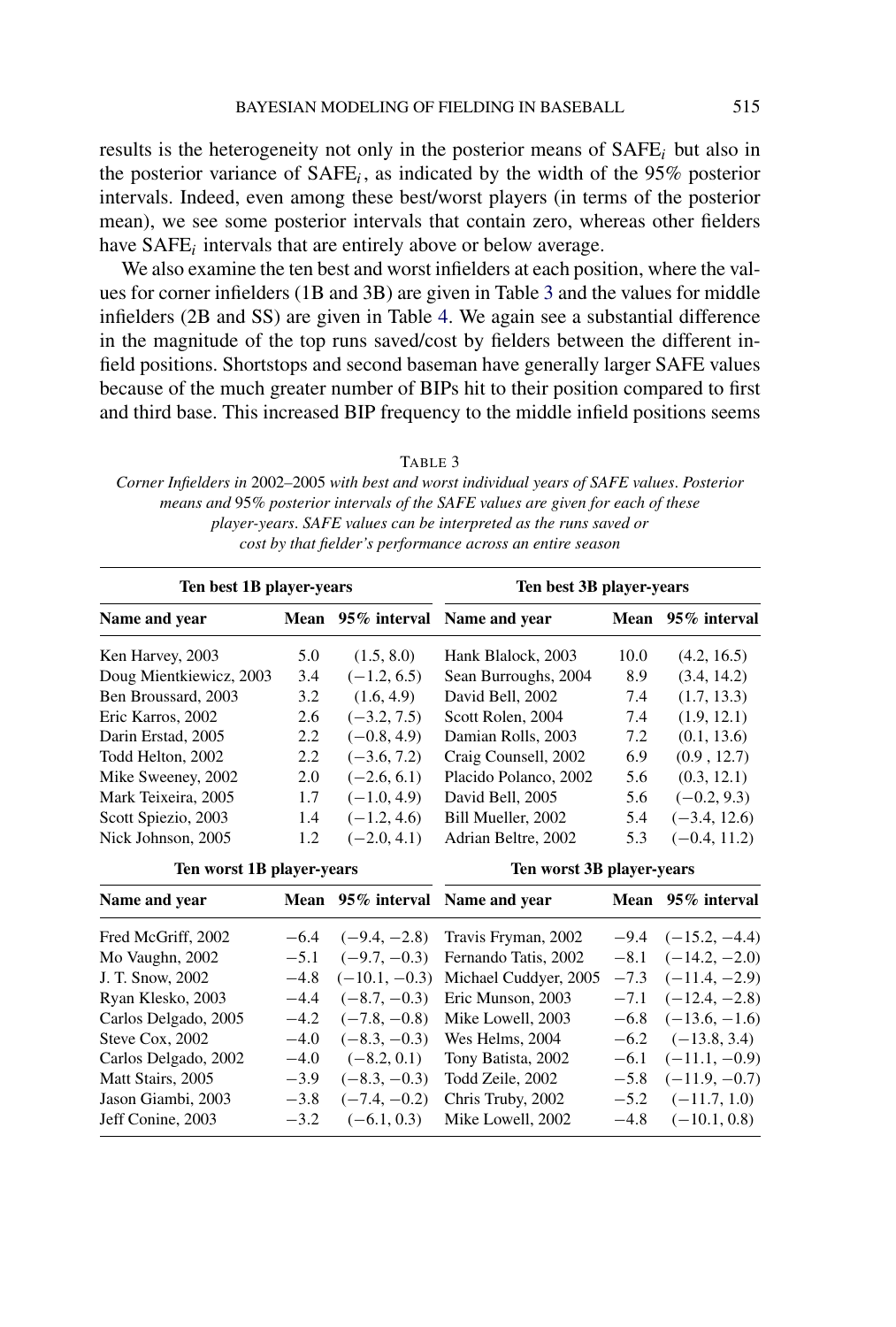results is the heterogeneity not only in the posterior means of $\text{SAFE}_i$ but also in the posterior variance of $\text{SAFE}_i$, as indicated by the width of the 95% posterior intervals. Indeed, even among these best/worst players (in terms of the posterior mean), we see some posterior intervals that contain zero, whereas other fielders have $\text{SAFE}_i$ intervals that are entirely above or below average.

We also examine the ten best and worst infielders at each position, where the values for corner infielders (1B and 3B) are given in Table 3 and the values for middle infielders (2B and SS) are given in Table 4. We again see a substantial difference in the magnitude of the top runs saved/cost by fielders between the different infield positions. Shortstops and second baseman have generally larger SAFE values because of the much greater number of BIPs hit to their position compared to first and third base. This increased BIP frequency to the middle infield positions seems

TABLE 3

*Corner Infielders in 2002–2005 with best and worst individual years of SAFE values. Posterior means and 95% posterior intervals of the SAFE values are given for each of these player-years. SAFE values can be interpreted as the runs saved or cost by that fielder's performance across an entire season*

| **Ten best 1B player-years** | | | **Ten best 3B player-years** | | |
|---|---|---|---|---|---|
| **Name and year** | **Mean** | **95% interval** | **Name and year** | **Mean** | **95% interval** |
| Ken Harvey, 2003 | 5.0 | (1.5, 8.0) | Hank Blalock, 2003 | 10.0 | (4.2, 16.5) |
| Doug Mientkiewicz, 2003 | 3.4 | (−1.2, 6.5) | Sean Burroughs, 2004 | 8.9 | (3.4, 14.2) |
| Ben Broussard, 2003 | 3.2 | (1.6, 4.9) | David Bell, 2002 | 7.4 | (1.7, 13.3) |
| Eric Karros, 2002 | 2.6 | (−3.2, 7.5) | Scott Rolen, 2004 | 7.4 | (1.9, 12.1) |
| Darin Erstad, 2005 | 2.2 | (−0.8, 4.9) | Damian Rolls, 2003 | 7.2 | (0.1, 13.6) |
| Todd Helton, 2002 | 2.2 | (−3.6, 7.2) | Craig Counsell, 2002 | 6.9 | (0.9 , 12.7) |
| Mike Sweeney, 2002 | 2.0 | (−2.6, 6.1) | Placido Polanco, 2002 | 5.6 | (0.3, 12.1) |
| Mark Teixeira, 2005 | 1.7 | (−1.0, 4.9) | David Bell, 2005 | 5.6 | (−0.2, 9.3) |
| Scott Spiezio, 2003 | 1.4 | (−1.2, 4.6) | Bill Mueller, 2002 | 5.4 | (−3.4, 12.6) |
| Nick Johnson, 2005 | 1.2 | (−2.0, 4.1) | Adrian Beltre, 2002 | 5.3 | (−0.4, 11.2) |
| **Ten worst 1B player-years** | | | **Ten worst 3B player-years** | | |
| **Name and year** | **Mean** | **95% interval** | **Name and year** | **Mean** | **95% interval** |
| Fred McGriff, 2002 | −6.4 | (−9.4, −2.8) | Travis Fryman, 2002 | −9.4 | (−15.2, −4.4) |
| Mo Vaughn, 2002 | −5.1 | (−9.7, −0.3) | Fernando Tatis, 2002 | −8.1 | (−14.2, −2.0) |
| J. T. Snow, 2002 | −4.8 | (−10.1, −0.3) | Michael Cuddyer, 2005 | −7.3 | (−11.4, −2.9) |
| Ryan Klesko, 2003 | −4.4 | (−8.7, −0.3) | Eric Munson, 2003 | −7.1 | (−12.4, −2.8) |
| Carlos Delgado, 2005 | −4.2 | (−7.8, −0.8) | Mike Lowell, 2003 | −6.8 | (−13.6, −1.6) |
| Steve Cox, 2002 | −4.0 | (−8.3, −0.3) | Wes Helms, 2004 | −6.2 | (−13.8, 3.4) |
| Carlos Delgado, 2002 | −4.0 | (−8.2, 0.1) | Tony Batista, 2002 | −6.1 | (−11.1, −0.9) |
| Matt Stairs, 2005 | −3.9 | (−8.3, −0.3) | Todd Zeile, 2002 | −5.8 | (−11.9, −0.7) |
| Jason Giambi, 2003 | −3.8 | (−7.4, −0.2) | Chris Truby, 2002 | −5.2 | (−11.7, 1.0) |
| Jeff Conine, 2003 | −3.2 | (−6.1, 0.3) | Mike Lowell, 2002 | −4.8 | (−10.1, 0.8) |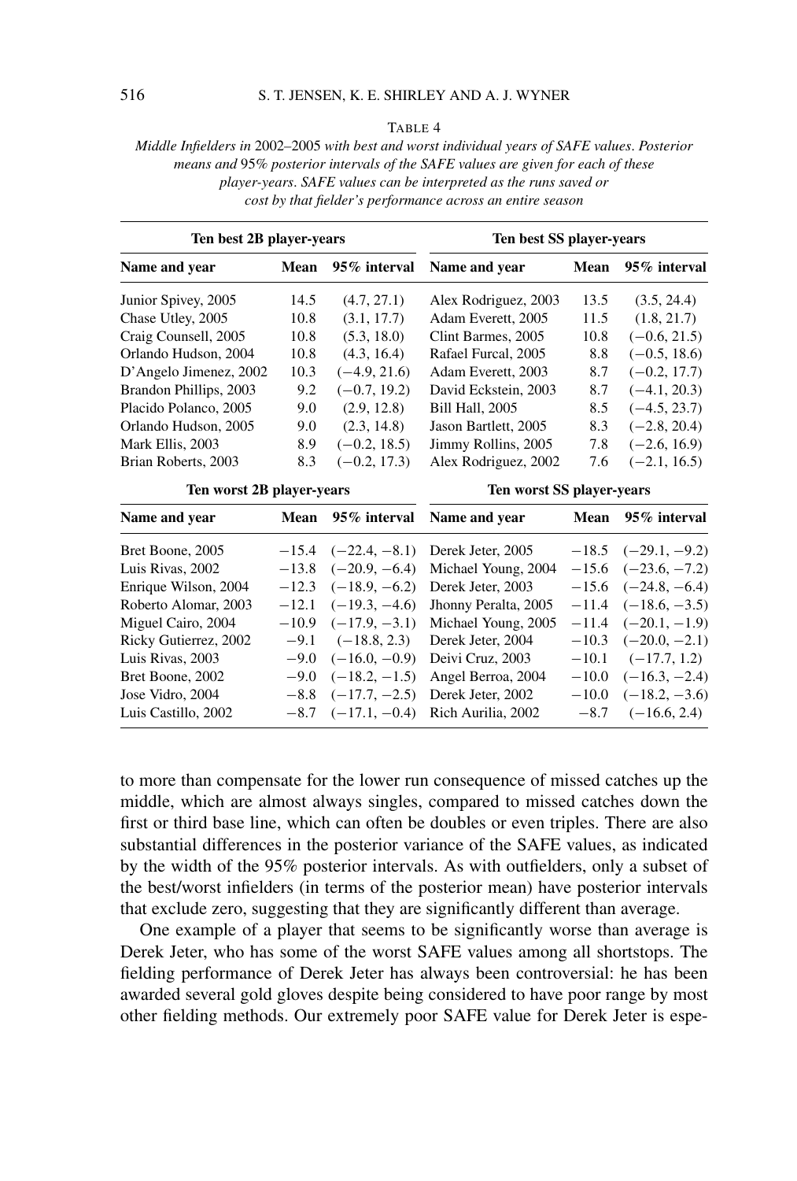TABLE 4

*Middle Infielders in 2002–2005 with best and worst individual years of SAFE values. Posterior means and 95% posterior intervals of the SAFE values are given for each of these player-years. SAFE values can be interpreted as the runs saved or cost by that fielder's performance across an entire season*

| **Ten best 2B player-years** | | | **Ten best SS player-years** | | |
|---|---|---|---|---|---|
| **Name and year** | **Mean** | **95% interval** | **Name and year** | **Mean** | **95% interval** |
| Junior Spivey, 2005 | 14.5 | (4.7, 27.1) | Alex Rodriguez, 2003 | 13.5 | (3.5, 24.4) |
| Chase Utley, 2005 | 10.8 | (3.1, 17.7) | Adam Everett, 2005 | 11.5 | (1.8, 21.7) |
| Craig Counsell, 2005 | 10.8 | (5.3, 18.0) | Clint Barmes, 2005 | 10.8 | (−0.6, 21.5) |
| Orlando Hudson, 2004 | 10.8 | (4.3, 16.4) | Rafael Furcal, 2005 | 8.8 | (−0.5, 18.6) |
| D'Angelo Jimenez, 2002 | 10.3 | (−4.9, 21.6) | Adam Everett, 2003 | 8.7 | (−0.2, 17.7) |
| Brandon Phillips, 2003 | 9.2 | (−0.7, 19.2) | David Eckstein, 2003 | 8.7 | (−4.1, 20.3) |
| Placido Polanco, 2005 | 9.0 | (2.9, 12.8) | Bill Hall, 2005 | 8.5 | (−4.5, 23.7) |
| Orlando Hudson, 2005 | 9.0 | (2.3, 14.8) | Jason Bartlett, 2005 | 8.3 | (−2.8, 20.4) |
| Mark Ellis, 2003 | 8.9 | (−0.2, 18.5) | Jimmy Rollins, 2005 | 7.8 | (−2.6, 16.9) |
| Brian Roberts, 2003 | 8.3 | (−0.2, 17.3) | Alex Rodriguez, 2002 | 7.6 | (−2.1, 16.5) |
| **Ten worst 2B player-years** | | | **Ten worst SS player-years** | | |
| **Name and year** | **Mean** | **95% interval** | **Name and year** | **Mean** | **95% interval** |
| Bret Boone, 2005 | −15.4 | (−22.4, −8.1) | Derek Jeter, 2005 | −18.5 | (−29.1, −9.2) |
| Luis Rivas, 2002 | −13.8 | (−20.9, −6.4) | Michael Young, 2004 | −15.6 | (−23.6, −7.2) |
| Enrique Wilson, 2004 | −12.3 | (−18.9, −6.2) | Derek Jeter, 2003 | −15.6 | (−24.8, −6.4) |
| Roberto Alomar, 2003 | −12.1 | (−19.3, −4.6) | Jhonny Peralta, 2005 | −11.4 | (−18.6, −3.5) |
| Miguel Cairo, 2004 | −10.9 | (−17.9, −3.1) | Michael Young, 2005 | −11.4 | (−20.1, −1.9) |
| Ricky Gutierrez, 2002 | −9.1 | (−18.8, 2.3) | Derek Jeter, 2004 | −10.3 | (−20.0, −2.1) |
| Luis Rivas, 2003 | −9.0 | (−16.0, −0.9) | Deivi Cruz, 2003 | −10.1 | (−17.7, 1.2) |
| Bret Boone, 2002 | −9.0 | (−18.2, −1.5) | Angel Berroa, 2004 | −10.0 | (−16.3, −2.4) |
| Jose Vidro, 2004 | −8.8 | (−17.7, −2.5) | Derek Jeter, 2002 | −10.0 | (−18.2, −3.6) |
| Luis Castillo, 2002 | −8.7 | (−17.1, −0.4) | Rich Aurilia, 2002 | −8.7 | (−16.6, 2.4) |

to more than compensate for the lower run consequence of missed catches up the middle, which are almost always singles, compared to missed catches down the first or third base line, which can often be doubles or even triples. There are also substantial differences in the posterior variance of the SAFE values, as indicated by the width of the 95% posterior intervals. As with outfielders, only a subset of the best/worst infielders (in terms of the posterior mean) have posterior intervals that exclude zero, suggesting that they are significantly different than average.

One example of a player that seems to be significantly worse than average is Derek Jeter, who has some of the worst SAFE values among all shortstops. The fielding performance of Derek Jeter has always been controversial: he has been awarded several gold gloves despite being considered to have poor range by most other fielding methods. Our extremely poor SAFE value for Derek Jeter is espe-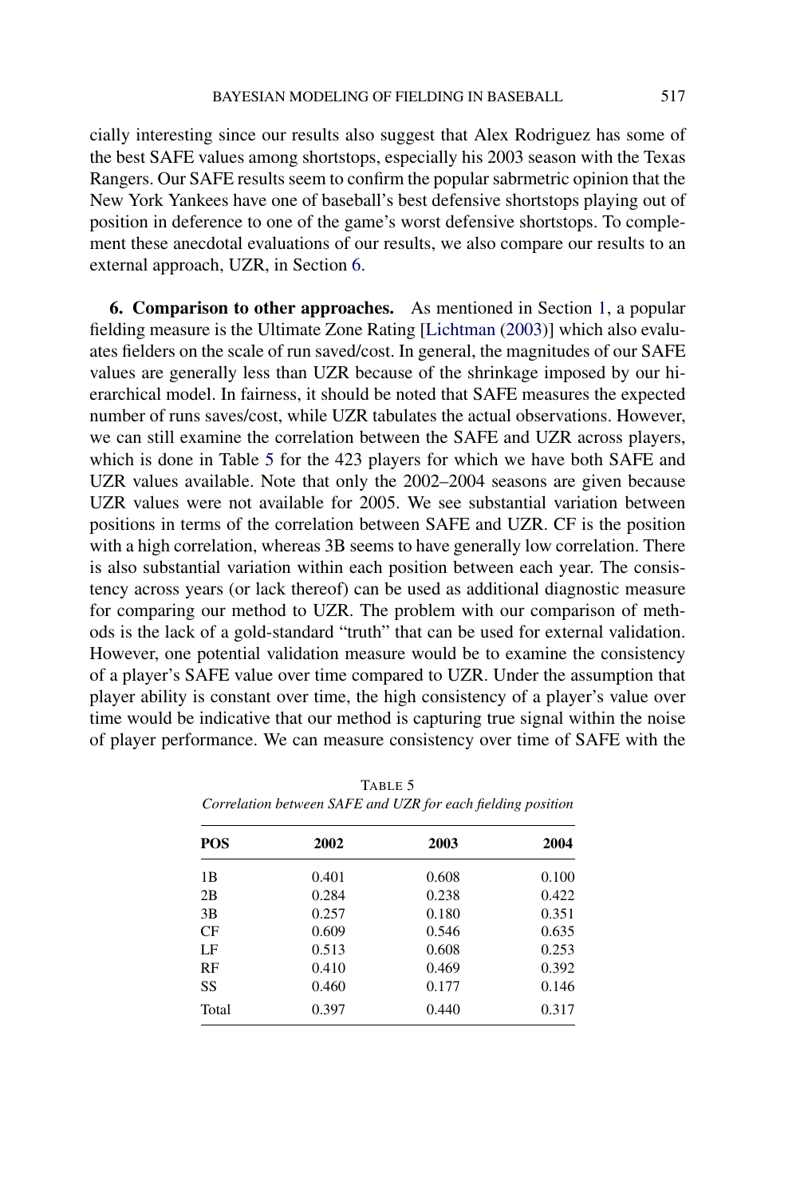cially interesting since our results also suggest that Alex Rodriguez has some of the best SAFE values among shortstops, especially his 2003 season with the Texas Rangers. Our SAFE results seem to confirm the popular sabrmetric opinion that the New York Yankees have one of baseball's best defensive shortstops playing out of position in deference to one of the game's worst defensive shortstops. To complement these anecdotal evaluations of our results, we also compare our results to an external approach, UZR, in Section 6.

## 6. Comparison to other approaches.

As mentioned in Section 1, a popular fielding measure is the Ultimate Zone Rating [Lichtman (2003)] which also evaluates fielders on the scale of run saved/cost. In general, the magnitudes of our SAFE values are generally less than UZR because of the shrinkage imposed by our hierarchical model. In fairness, it should be noted that SAFE measures the expected number of runs saves/cost, while UZR tabulates the actual observations. However, we can still examine the correlation between the SAFE and UZR across players, which is done in Table 5 for the 423 players for which we have both SAFE and UZR values available. Note that only the 2002–2004 seasons are given because UZR values were not available for 2005. We see substantial variation between positions in terms of the correlation between SAFE and UZR. CF is the position with a high correlation, whereas 3B seems to have generally low correlation. There is also substantial variation within each position between each year. The consistency across years (or lack thereof) can be used as additional diagnostic measure for comparing our method to UZR. The problem with our comparison of methods is the lack of a gold-standard "truth" that can be used for external validation. However, one potential validation measure would be to examine the consistency of a player's SAFE value over time compared to UZR. Under the assumption that player ability is constant over time, the high consistency of a player's value over time would be indicative that our method is capturing true signal within the noise of player performance. We can measure consistency over time of SAFE with the

TABLE 5
*Correlation between SAFE and UZR for each fielding position*

| POS | 2002 | 2003 | 2004 |
|---|---|---|---|
| 1B | 0.401 | 0.608 | 0.100 |
| 2B | 0.284 | 0.238 | 0.422 |
| 3B | 0.257 | 0.180 | 0.351 |
| CF | 0.609 | 0.546 | 0.635 |
| LF | 0.513 | 0.608 | 0.253 |
| RF | 0.410 | 0.469 | 0.392 |
| SS | 0.460 | 0.177 | 0.146 |
| Total | 0.397 | 0.440 | 0.317 |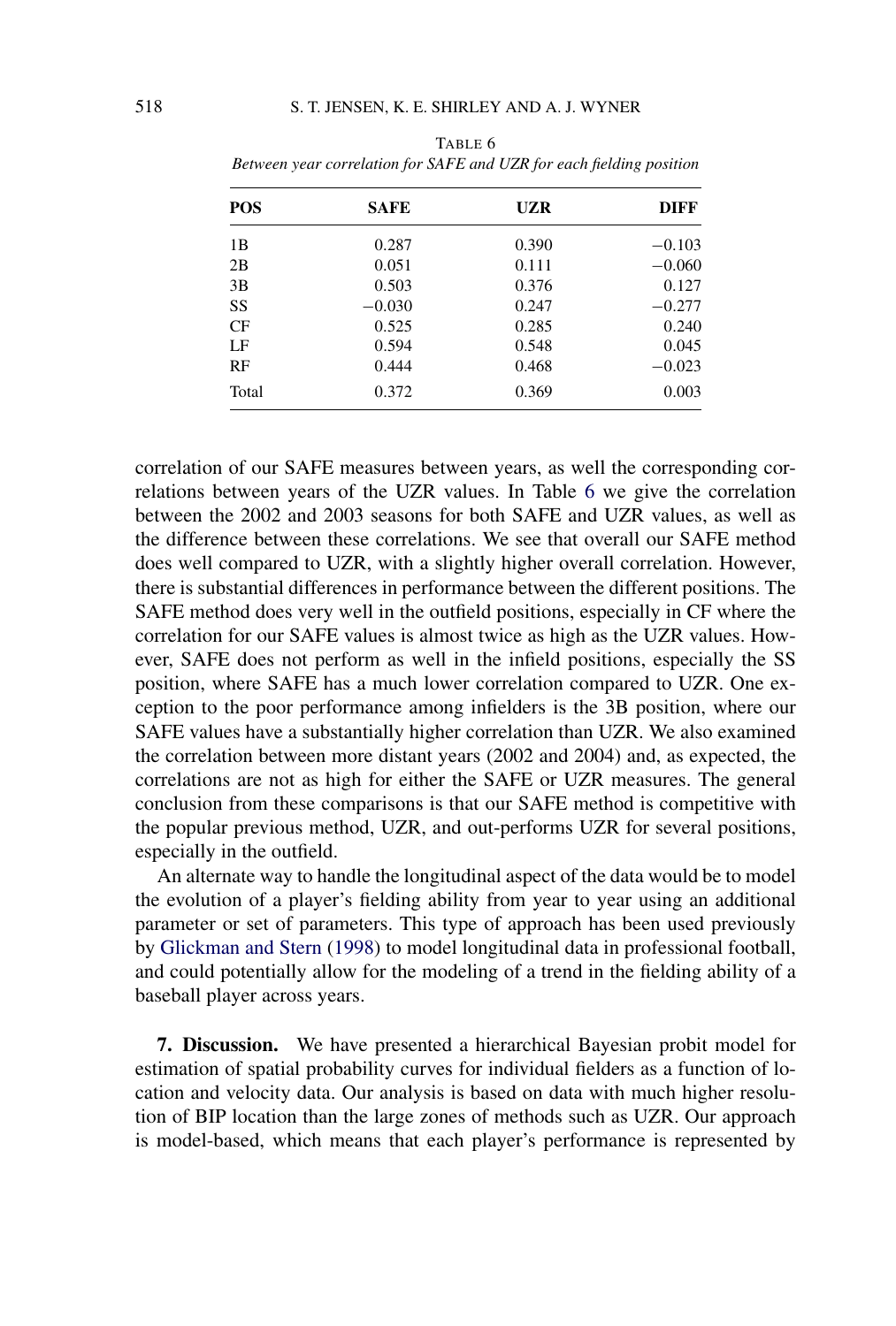TABLE 6

*Between year correlation for SAFE and UZR for each fielding position*

| POS | SAFE | UZR | DIFF |
|---|---|---|---|
| 1B | 0.287 | 0.390 | −0.103 |
| 2B | 0.051 | 0.111 | −0.060 |
| 3B | 0.503 | 0.376 | 0.127 |
| SS | −0.030 | 0.247 | −0.277 |
| CF | 0.525 | 0.285 | 0.240 |
| LF | 0.594 | 0.548 | 0.045 |
| RF | 0.444 | 0.468 | −0.023 |
| Total | 0.372 | 0.369 | 0.003 |

correlation of our SAFE measures between years, as well the corresponding correlations between years of the UZR values. In Table 6 we give the correlation between the 2002 and 2003 seasons for both SAFE and UZR values, as well as the difference between these correlations. We see that overall our SAFE method does well compared to UZR, with a slightly higher overall correlation. However, there is substantial differences in performance between the different positions. The SAFE method does very well in the outfield positions, especially in CF where the correlation for our SAFE values is almost twice as high as the UZR values. However, SAFE does not perform as well in the infield positions, especially the SS position, where SAFE has a much lower correlation compared to UZR. One exception to the poor performance among infielders is the 3B position, where our SAFE values have a substantially higher correlation than UZR. We also examined the correlation between more distant years (2002 and 2004) and, as expected, the correlations are not as high for either the SAFE or UZR measures. The general conclusion from these comparisons is that our SAFE method is competitive with the popular previous method, UZR, and out-performs UZR for several positions, especially in the outfield.

An alternate way to handle the longitudinal aspect of the data would be to model the evolution of a player's fielding ability from year to year using an additional parameter or set of parameters. This type of approach has been used previously by Glickman and Stern (1998) to model longitudinal data in professional football, and could potentially allow for the modeling of a trend in the fielding ability of a baseball player across years.

**7. Discussion.** We have presented a hierarchical Bayesian probit model for estimation of spatial probability curves for individual fielders as a function of location and velocity data. Our analysis is based on data with much higher resolution of BIP location than the large zones of methods such as UZR. Our approach is model-based, which means that each player's performance is represented by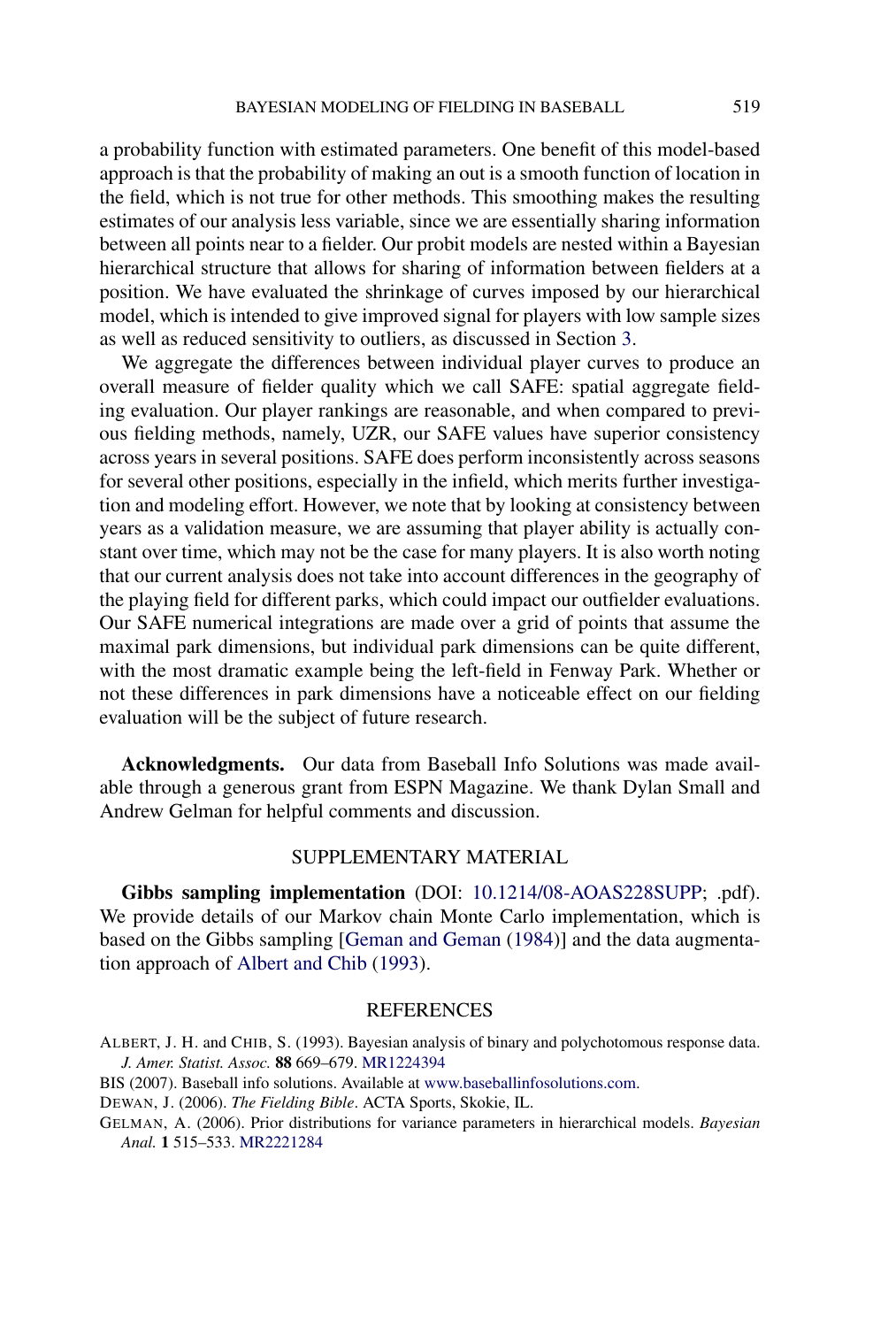a probability function with estimated parameters. One benefit of this model-based approach is that the probability of making an out is a smooth function of location in the field, which is not true for other methods. This smoothing makes the resulting estimates of our analysis less variable, since we are essentially sharing information between all points near to a fielder. Our probit models are nested within a Bayesian hierarchical structure that allows for sharing of information between fielders at a position. We have evaluated the shrinkage of curves imposed by our hierarchical model, which is intended to give improved signal for players with low sample sizes as well as reduced sensitivity to outliers, as discussed in Section 3.

We aggregate the differences between individual player curves to produce an overall measure of fielder quality which we call SAFE: spatial aggregate fielding evaluation. Our player rankings are reasonable, and when compared to previous fielding methods, namely, UZR, our SAFE values have superior consistency across years in several positions. SAFE does perform inconsistently across seasons for several other positions, especially in the infield, which merits further investigation and modeling effort. However, we note that by looking at consistency between years as a validation measure, we are assuming that player ability is actually constant over time, which may not be the case for many players. It is also worth noting that our current analysis does not take into account differences in the geography of the playing field for different parks, which could impact our outfielder evaluations. Our SAFE numerical integrations are made over a grid of points that assume the maximal park dimensions, but individual park dimensions can be quite different, with the most dramatic example being the left-field in Fenway Park. Whether or not these differences in park dimensions have a noticeable effect on our fielding evaluation will be the subject of future research.

**Acknowledgments.** Our data from Baseball Info Solutions was made available through a generous grant from ESPN Magazine. We thank Dylan Small and Andrew Gelman for helpful comments and discussion.

## SUPPLEMENTARY MATERIAL

**Gibbs sampling implementation** (DOI: 10.1214/08-AOAS228SUPP; .pdf). We provide details of our Markov chain Monte Carlo implementation, which is based on the Gibbs sampling [Geman and Geman (1984)] and the data augmentation approach of Albert and Chib (1993).

## REFERENCES

ALBERT, J. H. and CHIB, S. (1993). Bayesian analysis of binary and polychotomous response data. *J. Amer. Statist. Assoc.* **88** 669–679. MR1224394

BIS (2007). Baseball info solutions. Available at www.baseballinfosolutions.com.

DEWAN, J. (2006). *The Fielding Bible*. ACTA Sports, Skokie, IL.

GELMAN, A. (2006). Prior distributions for variance parameters in hierarchical models. *Bayesian Anal.* **1** 515–533. MR2221284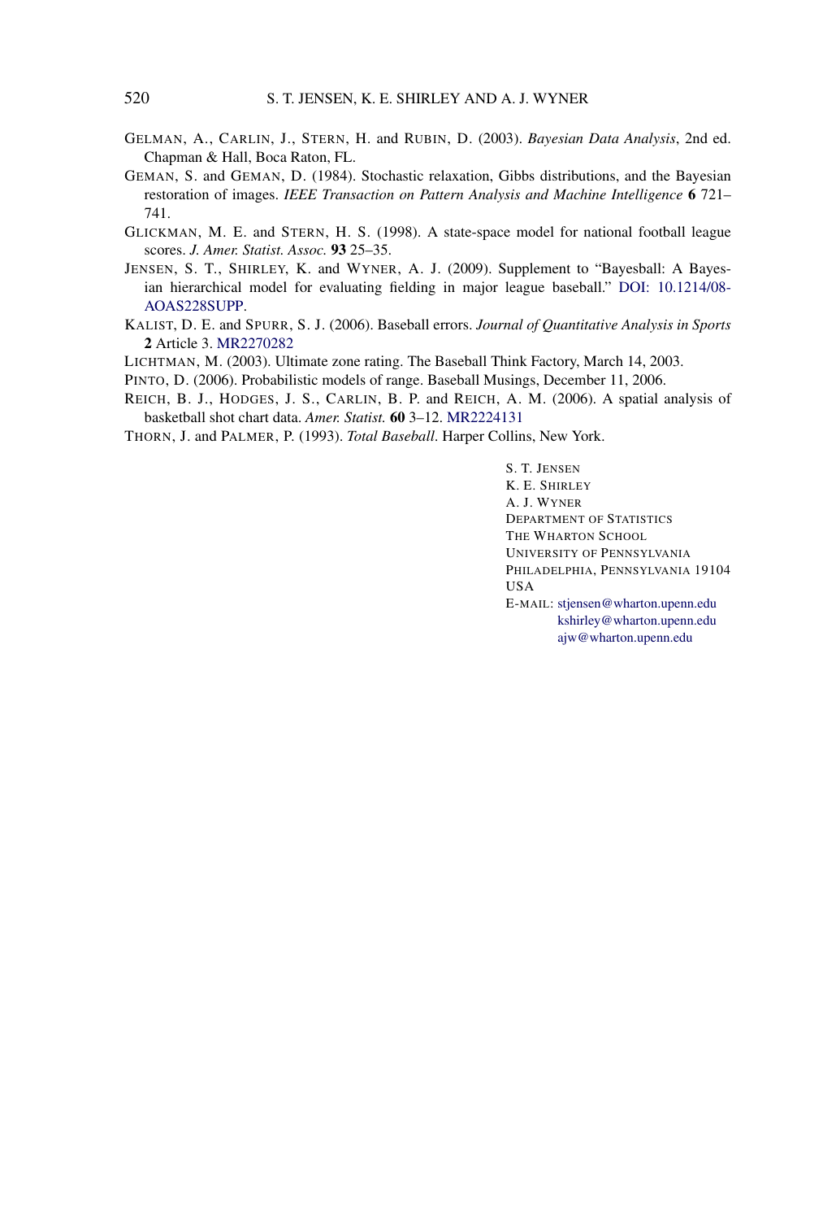GELMAN, A., CARLIN, J., STERN, H. and RUBIN, D. (2003). *Bayesian Data Analysis*, 2nd ed. Chapman & Hall, Boca Raton, FL.

GEMAN, S. and GEMAN, D. (1984). Stochastic relaxation, Gibbs distributions, and the Bayesian restoration of images. *IEEE Transaction on Pattern Analysis and Machine Intelligence* **6** 721–741.

GLICKMAN, M. E. and STERN, H. S. (1998). A state-space model for national football league scores. *J. Amer. Statist. Assoc.* **93** 25–35.

JENSEN, S. T., SHIRLEY, K. and WYNER, A. J. (2009). Supplement to "Bayesball: A Bayesian hierarchical model for evaluating fielding in major league baseball." DOI: 10.1214/08-AOAS228SUPP.

KALIST, D. E. and SPURR, S. J. (2006). Baseball errors. *Journal of Quantitative Analysis in Sports* **2** Article 3. MR2270282

LICHTMAN, M. (2003). Ultimate zone rating. The Baseball Think Factory, March 14, 2003.

PINTO, D. (2006). Probabilistic models of range. Baseball Musings, December 11, 2006.

REICH, B. J., HODGES, J. S., CARLIN, B. P. and REICH, A. M. (2006). A spatial analysis of basketball shot chart data. *Amer. Statist.* **60** 3–12. MR2224131

THORN, J. and PALMER, P. (1993). *Total Baseball*. Harper Collins, New York.

S. T. JENSEN
K. E. SHIRLEY
A. J. WYNER
DEPARTMENT OF STATISTICS
THE WHARTON SCHOOL
UNIVERSITY OF PENNSYLVANIA
PHILADELPHIA, PENNSYLVANIA 19104
USA
E-MAIL: stjensen@wharton.upenn.edu
kshirley@wharton.upenn.edu
ajw@wharton.upenn.edu